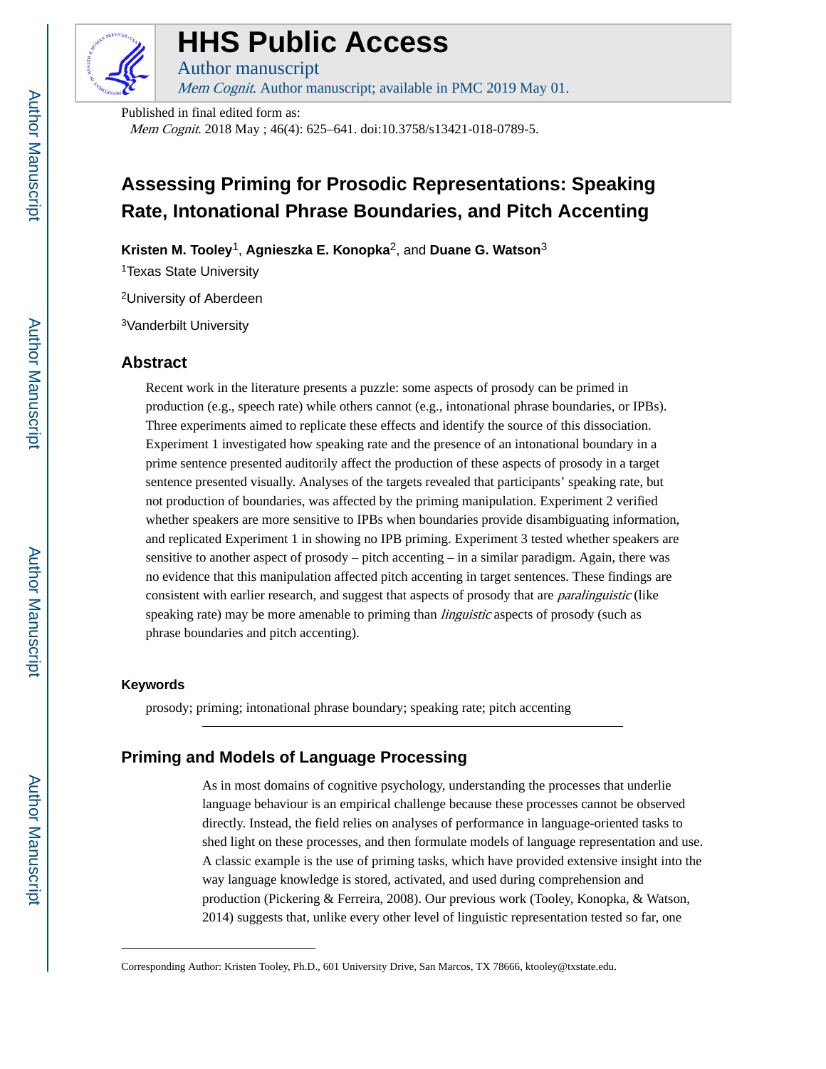# HHS Public Access

Author manuscript

*Mem Cognit*. Author manuscript; available in PMC 2019 May 01.

Published in final edited form as:

*Mem Cognit*. 2018 May ; 46(4): 625–641. doi:10.3758/s13421-018-0789-5.

# Assessing Priming for Prosodic Representations: Speaking Rate, Intonational Phrase Boundaries, and Pitch Accenting

**Kristen M. Tooley**[1], **Agnieszka E. Konopka**[2], and **Duane G. Watson**[3]

[1]Texas State University

[2]University of Aberdeen

[3]Vanderbilt University

## Abstract

Recent work in the literature presents a puzzle: some aspects of prosody can be primed in production (e.g., speech rate) while others cannot (e.g., intonational phrase boundaries, or IPBs). Three experiments aimed to replicate these effects and identify the source of this dissociation. Experiment 1 investigated how speaking rate and the presence of an intonational boundary in a prime sentence presented auditorily affect the production of these aspects of prosody in a target sentence presented visually. Analyses of the targets revealed that participants' speaking rate, but not production of boundaries, was affected by the priming manipulation. Experiment 2 verified whether speakers are more sensitive to IPBs when boundaries provide disambiguating information, and replicated Experiment 1 in showing no IPB priming. Experiment 3 tested whether speakers are sensitive to another aspect of prosody – pitch accenting – in a similar paradigm. Again, there was no evidence that this manipulation affected pitch accenting in target sentences. These findings are consistent with earlier research, and suggest that aspects of prosody that are *paralinguistic* (like speaking rate) may be more amenable to priming than *linguistic* aspects of prosody (such as phrase boundaries and pitch accenting).

### Keywords

prosody; priming; intonational phrase boundary; speaking rate; pitch accenting

## Priming and Models of Language Processing

As in most domains of cognitive psychology, understanding the processes that underlie language behaviour is an empirical challenge because these processes cannot be observed directly. Instead, the field relies on analyses of performance in language-oriented tasks to shed light on these processes, and then formulate models of language representation and use. A classic example is the use of priming tasks, which have provided extensive insight into the way language knowledge is stored, activated, and used during comprehension and production (Pickering & Ferreira, 2008). Our previous work (Tooley, Konopka, & Watson, 2014) suggests that, unlike every other level of linguistic representation tested so far, one

Corresponding Author: Kristen Tooley, Ph.D., 601 University Drive, San Marcos, TX 78666, ktooley@txstate.edu.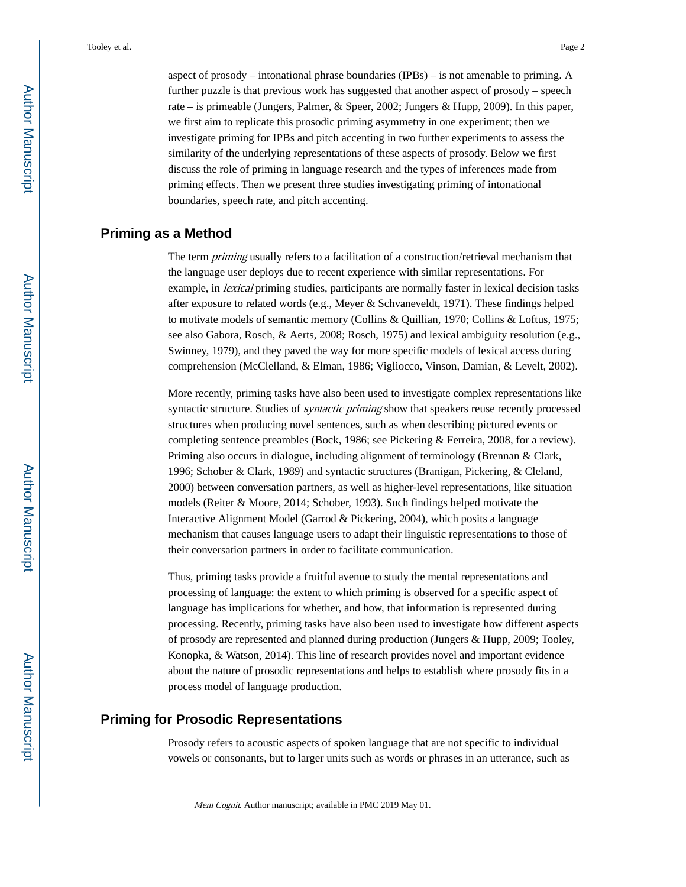aspect of prosody – intonational phrase boundaries (IPBs) – is not amenable to priming. A further puzzle is that previous work has suggested that another aspect of prosody – speech rate – is primeable (Jungers, Palmer, & Speer, 2002; Jungers & Hupp, 2009). In this paper, we first aim to replicate this prosodic priming asymmetry in one experiment; then we investigate priming for IPBs and pitch accenting in two further experiments to assess the similarity of the underlying representations of these aspects of prosody. Below we first discuss the role of priming in language research and the types of inferences made from priming effects. Then we present three studies investigating priming of intonational boundaries, speech rate, and pitch accenting.

## Priming as a Method

The term *priming* usually refers to a facilitation of a construction/retrieval mechanism that the language user deploys due to recent experience with similar representations. For example, in *lexical* priming studies, participants are normally faster in lexical decision tasks after exposure to related words (e.g., Meyer & Schvaneveldt, 1971). These findings helped to motivate models of semantic memory (Collins & Quillian, 1970; Collins & Loftus, 1975; see also Gabora, Rosch, & Aerts, 2008; Rosch, 1975) and lexical ambiguity resolution (e.g., Swinney, 1979), and they paved the way for more specific models of lexical access during comprehension (McClelland, & Elman, 1986; Vigliocco, Vinson, Damian, & Levelt, 2002).

More recently, priming tasks have also been used to investigate complex representations like syntactic structure. Studies of *syntactic priming* show that speakers reuse recently processed structures when producing novel sentences, such as when describing pictured events or completing sentence preambles (Bock, 1986; see Pickering & Ferreira, 2008, for a review). Priming also occurs in dialogue, including alignment of terminology (Brennan & Clark, 1996; Schober & Clark, 1989) and syntactic structures (Branigan, Pickering, & Cleland, 2000) between conversation partners, as well as higher-level representations, like situation models (Reiter & Moore, 2014; Schober, 1993). Such findings helped motivate the Interactive Alignment Model (Garrod & Pickering, 2004), which posits a language mechanism that causes language users to adapt their linguistic representations to those of their conversation partners in order to facilitate communication.

Thus, priming tasks provide a fruitful avenue to study the mental representations and processing of language: the extent to which priming is observed for a specific aspect of language has implications for whether, and how, that information is represented during processing. Recently, priming tasks have also been used to investigate how different aspects of prosody are represented and planned during production (Jungers & Hupp, 2009; Tooley, Konopka, & Watson, 2014). This line of research provides novel and important evidence about the nature of prosodic representations and helps to establish where prosody fits in a process model of language production.

## Priming for Prosodic Representations

Prosody refers to acoustic aspects of spoken language that are not specific to individual vowels or consonants, but to larger units such as words or phrases in an utterance, such as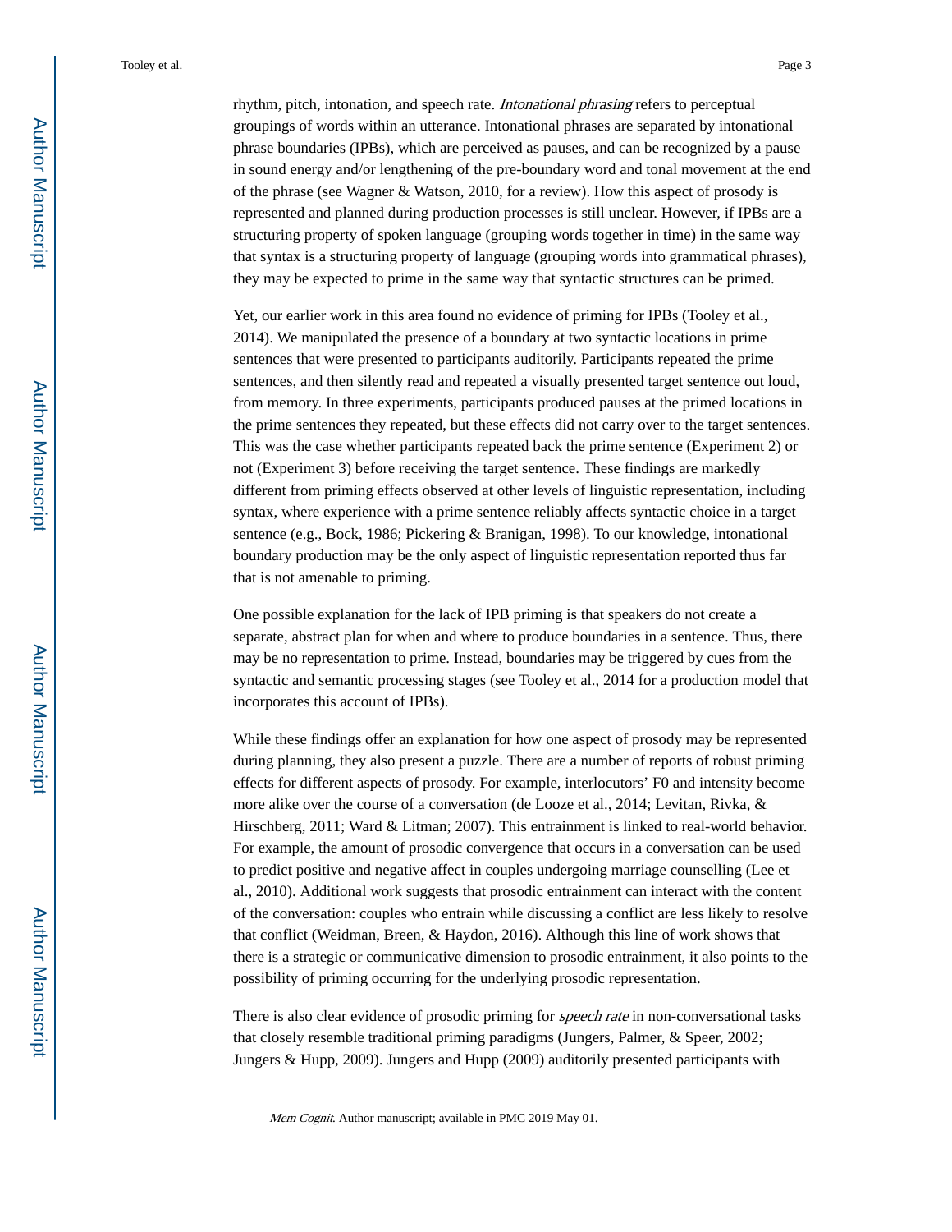rhythm, pitch, intonation, and speech rate. *Intonational phrasing* refers to perceptual groupings of words within an utterance. Intonational phrases are separated by intonational phrase boundaries (IPBs), which are perceived as pauses, and can be recognized by a pause in sound energy and/or lengthening of the pre-boundary word and tonal movement at the end of the phrase (see Wagner & Watson, 2010, for a review). How this aspect of prosody is represented and planned during production processes is still unclear. However, if IPBs are a structuring property of spoken language (grouping words together in time) in the same way that syntax is a structuring property of language (grouping words into grammatical phrases), they may be expected to prime in the same way that syntactic structures can be primed.

Yet, our earlier work in this area found no evidence of priming for IPBs (Tooley et al., 2014). We manipulated the presence of a boundary at two syntactic locations in prime sentences that were presented to participants auditorily. Participants repeated the prime sentences, and then silently read and repeated a visually presented target sentence out loud, from memory. In three experiments, participants produced pauses at the primed locations in the prime sentences they repeated, but these effects did not carry over to the target sentences. This was the case whether participants repeated back the prime sentence (Experiment 2) or not (Experiment 3) before receiving the target sentence. These findings are markedly different from priming effects observed at other levels of linguistic representation, including syntax, where experience with a prime sentence reliably affects syntactic choice in a target sentence (e.g., Bock, 1986; Pickering & Branigan, 1998). To our knowledge, intonational boundary production may be the only aspect of linguistic representation reported thus far that is not amenable to priming.

One possible explanation for the lack of IPB priming is that speakers do not create a separate, abstract plan for when and where to produce boundaries in a sentence. Thus, there may be no representation to prime. Instead, boundaries may be triggered by cues from the syntactic and semantic processing stages (see Tooley et al., 2014 for a production model that incorporates this account of IPBs).

While these findings offer an explanation for how one aspect of prosody may be represented during planning, they also present a puzzle. There are a number of reports of robust priming effects for different aspects of prosody. For example, interlocutors' F0 and intensity become more alike over the course of a conversation (de Looze et al., 2014; Levitan, Rivka, & Hirschberg, 2011; Ward & Litman; 2007). This entrainment is linked to real-world behavior. For example, the amount of prosodic convergence that occurs in a conversation can be used to predict positive and negative affect in couples undergoing marriage counselling (Lee et al., 2010). Additional work suggests that prosodic entrainment can interact with the content of the conversation: couples who entrain while discussing a conflict are less likely to resolve that conflict (Weidman, Breen, & Haydon, 2016). Although this line of work shows that there is a strategic or communicative dimension to prosodic entrainment, it also points to the possibility of priming occurring for the underlying prosodic representation.

There is also clear evidence of prosodic priming for *speech rate* in non-conversational tasks that closely resemble traditional priming paradigms (Jungers, Palmer, & Speer, 2002; Jungers & Hupp, 2009). Jungers and Hupp (2009) auditorily presented participants with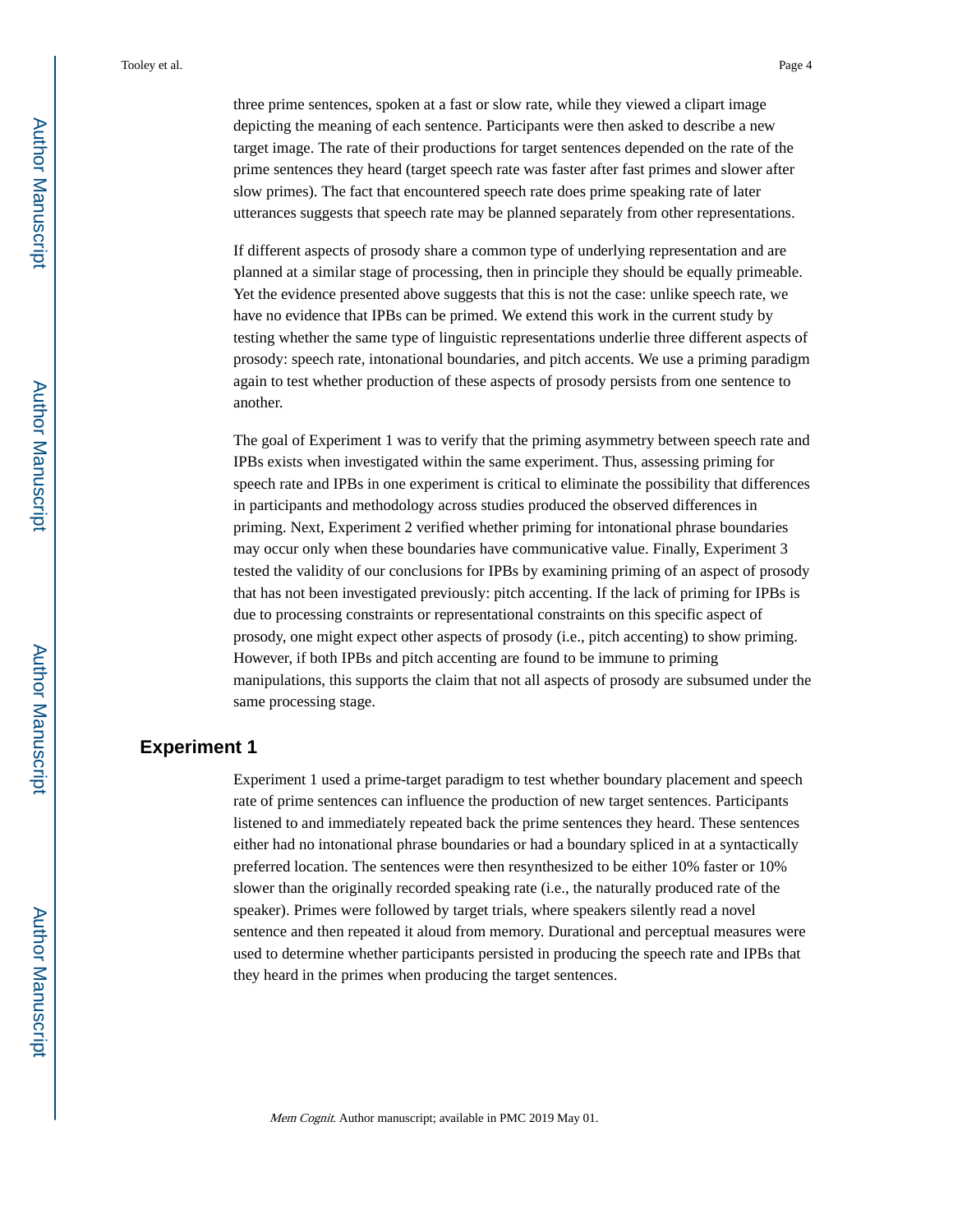three prime sentences, spoken at a fast or slow rate, while they viewed a clipart image depicting the meaning of each sentence. Participants were then asked to describe a new target image. The rate of their productions for target sentences depended on the rate of the prime sentences they heard (target speech rate was faster after fast primes and slower after slow primes). The fact that encountered speech rate does prime speaking rate of later utterances suggests that speech rate may be planned separately from other representations.

If different aspects of prosody share a common type of underlying representation and are planned at a similar stage of processing, then in principle they should be equally primeable. Yet the evidence presented above suggests that this is not the case: unlike speech rate, we have no evidence that IPBs can be primed. We extend this work in the current study by testing whether the same type of linguistic representations underlie three different aspects of prosody: speech rate, intonational boundaries, and pitch accents. We use a priming paradigm again to test whether production of these aspects of prosody persists from one sentence to another.

The goal of Experiment 1 was to verify that the priming asymmetry between speech rate and IPBs exists when investigated within the same experiment. Thus, assessing priming for speech rate and IPBs in one experiment is critical to eliminate the possibility that differences in participants and methodology across studies produced the observed differences in priming. Next, Experiment 2 verified whether priming for intonational phrase boundaries may occur only when these boundaries have communicative value. Finally, Experiment 3 tested the validity of our conclusions for IPBs by examining priming of an aspect of prosody that has not been investigated previously: pitch accenting. If the lack of priming for IPBs is due to processing constraints or representational constraints on this specific aspect of prosody, one might expect other aspects of prosody (i.e., pitch accenting) to show priming. However, if both IPBs and pitch accenting are found to be immune to priming manipulations, this supports the claim that not all aspects of prosody are subsumed under the same processing stage.

## Experiment 1

Experiment 1 used a prime-target paradigm to test whether boundary placement and speech rate of prime sentences can influence the production of new target sentences. Participants listened to and immediately repeated back the prime sentences they heard. These sentences either had no intonational phrase boundaries or had a boundary spliced in at a syntactically preferred location. The sentences were then resynthesized to be either 10% faster or 10% slower than the originally recorded speaking rate (i.e., the naturally produced rate of the speaker). Primes were followed by target trials, where speakers silently read a novel sentence and then repeated it aloud from memory. Durational and perceptual measures were used to determine whether participants persisted in producing the speech rate and IPBs that they heard in the primes when producing the target sentences.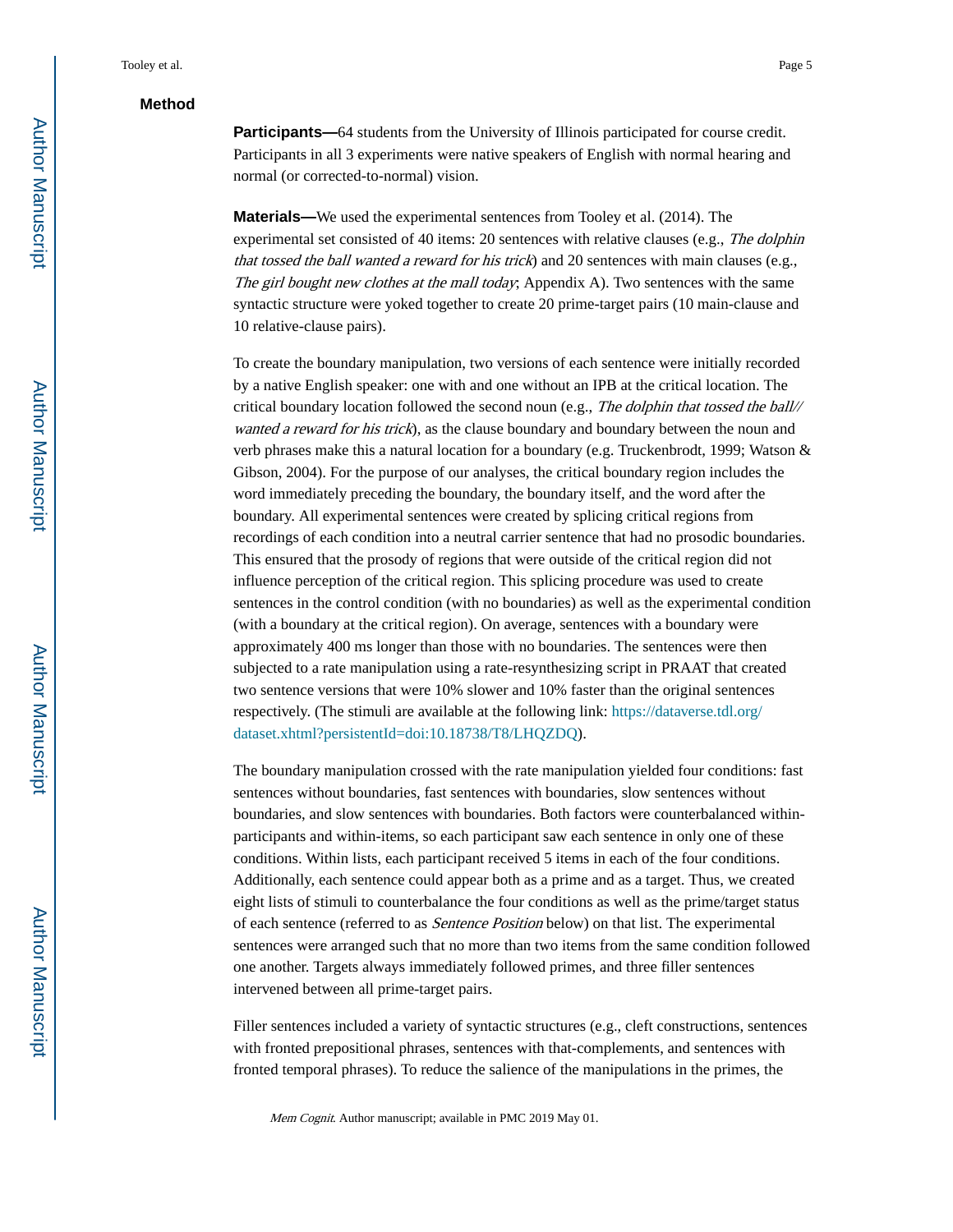## Method

**Participants—**64 students from the University of Illinois participated for course credit. Participants in all 3 experiments were native speakers of English with normal hearing and normal (or corrected-to-normal) vision.

**Materials—**We used the experimental sentences from Tooley et al. (2014). The experimental set consisted of 40 items: 20 sentences with relative clauses (e.g., *The dolphin that tossed the ball wanted a reward for his trick*) and 20 sentences with main clauses (e.g., *The girl bought new clothes at the mall today*; Appendix A). Two sentences with the same syntactic structure were yoked together to create 20 prime-target pairs (10 main-clause and 10 relative-clause pairs).

To create the boundary manipulation, two versions of each sentence were initially recorded by a native English speaker: one with and one without an IPB at the critical location. The critical boundary location followed the second noun (e.g., *The dolphin that tossed the ball// wanted a reward for his trick*), as the clause boundary and boundary between the noun and verb phrases make this a natural location for a boundary (e.g. Truckenbrodt, 1999; Watson & Gibson, 2004). For the purpose of our analyses, the critical boundary region includes the word immediately preceding the boundary, the boundary itself, and the word after the boundary. All experimental sentences were created by splicing critical regions from recordings of each condition into a neutral carrier sentence that had no prosodic boundaries. This ensured that the prosody of regions that were outside of the critical region did not influence perception of the critical region. This splicing procedure was used to create sentences in the control condition (with no boundaries) as well as the experimental condition (with a boundary at the critical region). On average, sentences with a boundary were approximately 400 ms longer than those with no boundaries. The sentences were then subjected to a rate manipulation using a rate-resynthesizing script in PRAAT that created two sentence versions that were 10% slower and 10% faster than the original sentences respectively. (The stimuli are available at the following link: https://dataverse.tdl.org/dataset.xhtml?persistentId=doi:10.18738/T8/LHQZDQ).

The boundary manipulation crossed with the rate manipulation yielded four conditions: fast sentences without boundaries, fast sentences with boundaries, slow sentences without boundaries, and slow sentences with boundaries. Both factors were counterbalanced within-participants and within-items, so each participant saw each sentence in only one of these conditions. Within lists, each participant received 5 items in each of the four conditions. Additionally, each sentence could appear both as a prime and as a target. Thus, we created eight lists of stimuli to counterbalance the four conditions as well as the prime/target status of each sentence (referred to as *Sentence Position* below) on that list. The experimental sentences were arranged such that no more than two items from the same condition followed one another. Targets always immediately followed primes, and three filler sentences intervened between all prime-target pairs.

Filler sentences included a variety of syntactic structures (e.g., cleft constructions, sentences with fronted prepositional phrases, sentences with that-complements, and sentences with fronted temporal phrases). To reduce the salience of the manipulations in the primes, the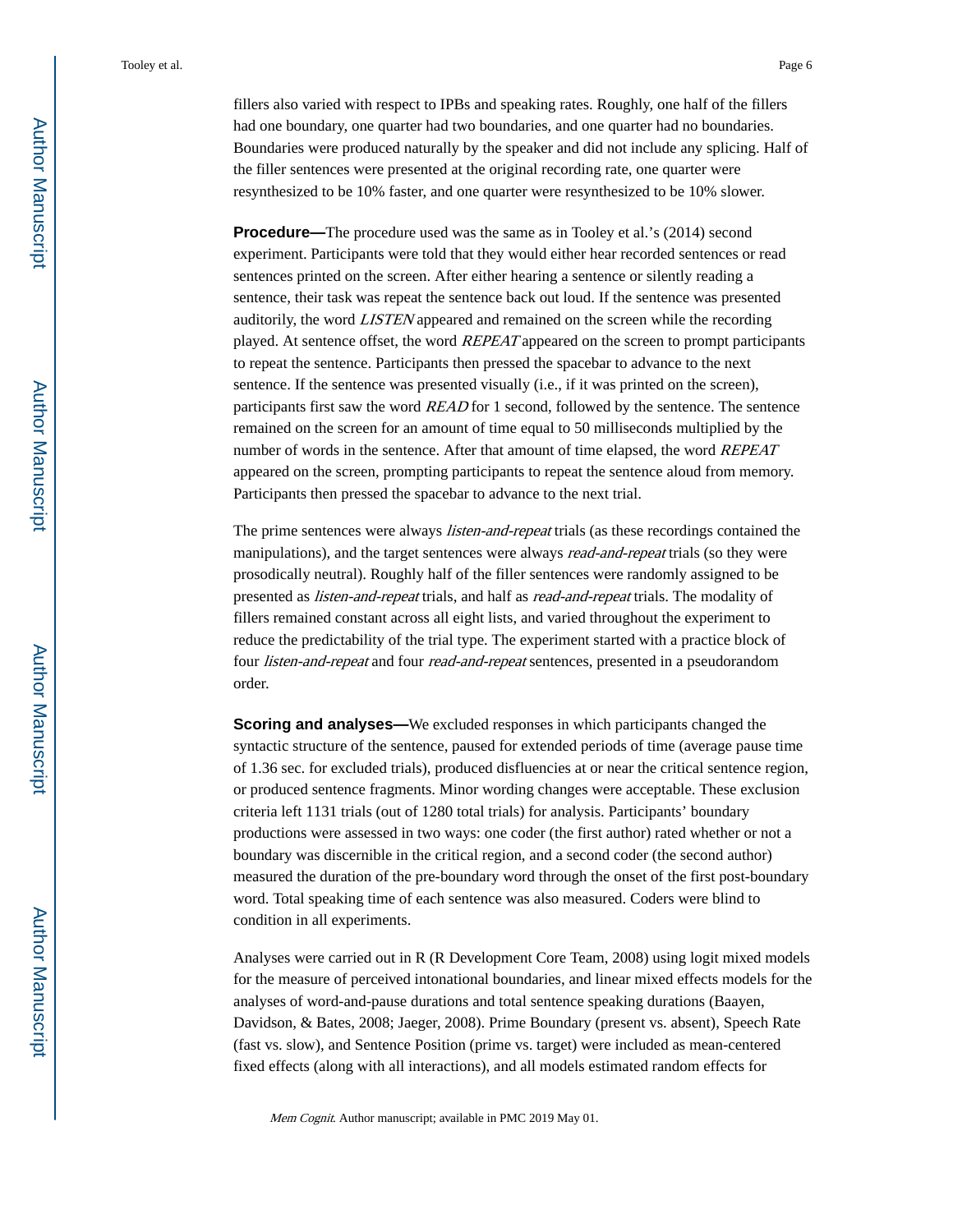fillers also varied with respect to IPBs and speaking rates. Roughly, one half of the fillers had one boundary, one quarter had two boundaries, and one quarter had no boundaries. Boundaries were produced naturally by the speaker and did not include any splicing. Half of the filler sentences were presented at the original recording rate, one quarter were resynthesized to be 10% faster, and one quarter were resynthesized to be 10% slower.

**Procedure—**The procedure used was the same as in Tooley et al.'s (2014) second experiment. Participants were told that they would either hear recorded sentences or read sentences printed on the screen. After either hearing a sentence or silently reading a sentence, their task was repeat the sentence back out loud. If the sentence was presented auditorily, the word *LISTEN* appeared and remained on the screen while the recording played. At sentence offset, the word *REPEAT* appeared on the screen to prompt participants to repeat the sentence. Participants then pressed the spacebar to advance to the next sentence. If the sentence was presented visually (i.e., if it was printed on the screen), participants first saw the word *READ* for 1 second, followed by the sentence. The sentence remained on the screen for an amount of time equal to 50 milliseconds multiplied by the number of words in the sentence. After that amount of time elapsed, the word *REPEAT* appeared on the screen, prompting participants to repeat the sentence aloud from memory. Participants then pressed the spacebar to advance to the next trial.

The prime sentences were always *listen-and-repeat* trials (as these recordings contained the manipulations), and the target sentences were always *read-and-repeat* trials (so they were prosodically neutral). Roughly half of the filler sentences were randomly assigned to be presented as *listen-and-repeat* trials, and half as *read-and-repeat* trials. The modality of fillers remained constant across all eight lists, and varied throughout the experiment to reduce the predictability of the trial type. The experiment started with a practice block of four *listen-and-repeat* and four *read-and-repeat* sentences, presented in a pseudorandom order.

**Scoring and analyses—**We excluded responses in which participants changed the syntactic structure of the sentence, paused for extended periods of time (average pause time of 1.36 sec. for excluded trials), produced disfluencies at or near the critical sentence region, or produced sentence fragments. Minor wording changes were acceptable. These exclusion criteria left 1131 trials (out of 1280 total trials) for analysis. Participants' boundary productions were assessed in two ways: one coder (the first author) rated whether or not a boundary was discernible in the critical region, and a second coder (the second author) measured the duration of the pre-boundary word through the onset of the first post-boundary word. Total speaking time of each sentence was also measured. Coders were blind to condition in all experiments.

Analyses were carried out in R (R Development Core Team, 2008) using logit mixed models for the measure of perceived intonational boundaries, and linear mixed effects models for the analyses of word-and-pause durations and total sentence speaking durations (Baayen, Davidson, & Bates, 2008; Jaeger, 2008). Prime Boundary (present vs. absent), Speech Rate (fast vs. slow), and Sentence Position (prime vs. target) were included as mean-centered fixed effects (along with all interactions), and all models estimated random effects for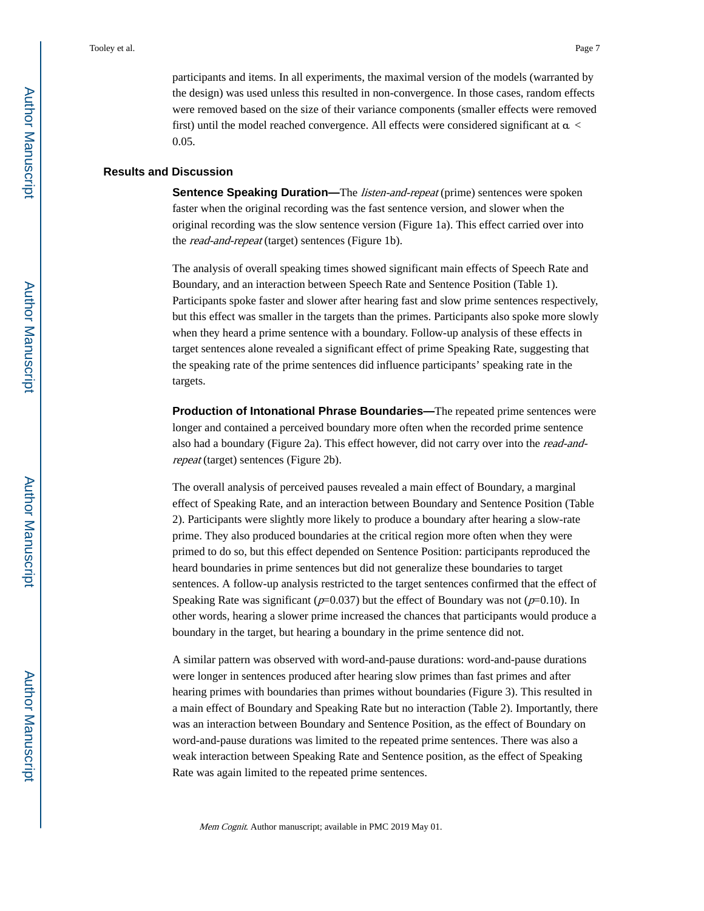participants and items. In all experiments, the maximal version of the models (warranted by the design) was used unless this resulted in non-convergence. In those cases, random effects were removed based on the size of their variance components (smaller effects were removed first) until the model reached convergence. All effects were considered significant at $\alpha < 0.05$.

## Results and Discussion

**Sentence Speaking Duration—**The *listen-and-repeat* (prime) sentences were spoken faster when the original recording was the fast sentence version, and slower when the original recording was the slow sentence version (Figure 1a). This effect carried over into the *read-and-repeat* (target) sentences (Figure 1b).

The analysis of overall speaking times showed significant main effects of Speech Rate and Boundary, and an interaction between Speech Rate and Sentence Position (Table 1). Participants spoke faster and slower after hearing fast and slow prime sentences respectively, but this effect was smaller in the targets than the primes. Participants also spoke more slowly when they heard a prime sentence with a boundary. Follow-up analysis of these effects in target sentences alone revealed a significant effect of prime Speaking Rate, suggesting that the speaking rate of the prime sentences did influence participants' speaking rate in the targets.

**Production of Intonational Phrase Boundaries—**The repeated prime sentences were longer and contained a perceived boundary more often when the recorded prime sentence also had a boundary (Figure 2a). This effect however, did not carry over into the *read-and-repeat* (target) sentences (Figure 2b).

The overall analysis of perceived pauses revealed a main effect of Boundary, a marginal effect of Speaking Rate, and an interaction between Boundary and Sentence Position (Table 2). Participants were slightly more likely to produce a boundary after hearing a slow-rate prime. They also produced boundaries at the critical region more often when they were primed to do so, but this effect depended on Sentence Position: participants reproduced the heard boundaries in prime sentences but did not generalize these boundaries to target sentences. A follow-up analysis restricted to the target sentences confirmed that the effect of Speaking Rate was significant ($p$=0.037) but the effect of Boundary was not ($p$=0.10). In other words, hearing a slower prime increased the chances that participants would produce a boundary in the target, but hearing a boundary in the prime sentence did not.

A similar pattern was observed with word-and-pause durations: word-and-pause durations were longer in sentences produced after hearing slow primes than fast primes and after hearing primes with boundaries than primes without boundaries (Figure 3). This resulted in a main effect of Boundary and Speaking Rate but no interaction (Table 2). Importantly, there was an interaction between Boundary and Sentence Position, as the effect of Boundary on word-and-pause durations was limited to the repeated prime sentences. There was also a weak interaction between Speaking Rate and Sentence position, as the effect of Speaking Rate was again limited to the repeated prime sentences.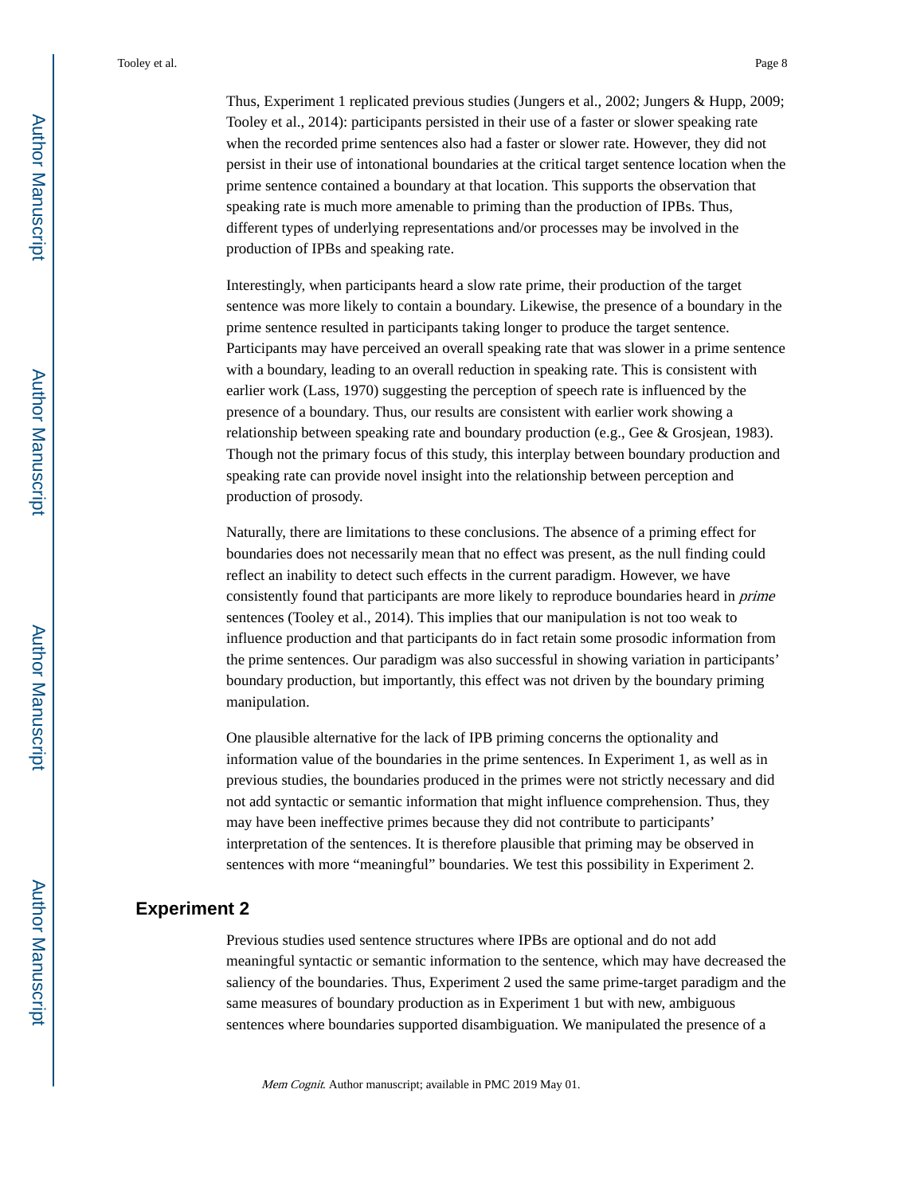Thus, Experiment 1 replicated previous studies (Jungers et al., 2002; Jungers & Hupp, 2009; Tooley et al., 2014): participants persisted in their use of a faster or slower speaking rate when the recorded prime sentences also had a faster or slower rate. However, they did not persist in their use of intonational boundaries at the critical target sentence location when the prime sentence contained a boundary at that location. This supports the observation that speaking rate is much more amenable to priming than the production of IPBs. Thus, different types of underlying representations and/or processes may be involved in the production of IPBs and speaking rate.

Interestingly, when participants heard a slow rate prime, their production of the target sentence was more likely to contain a boundary. Likewise, the presence of a boundary in the prime sentence resulted in participants taking longer to produce the target sentence. Participants may have perceived an overall speaking rate that was slower in a prime sentence with a boundary, leading to an overall reduction in speaking rate. This is consistent with earlier work (Lass, 1970) suggesting the perception of speech rate is influenced by the presence of a boundary. Thus, our results are consistent with earlier work showing a relationship between speaking rate and boundary production (e.g., Gee & Grosjean, 1983). Though not the primary focus of this study, this interplay between boundary production and speaking rate can provide novel insight into the relationship between perception and production of prosody.

Naturally, there are limitations to these conclusions. The absence of a priming effect for boundaries does not necessarily mean that no effect was present, as the null finding could reflect an inability to detect such effects in the current paradigm. However, we have consistently found that participants are more likely to reproduce boundaries heard in *prime* sentences (Tooley et al., 2014). This implies that our manipulation is not too weak to influence production and that participants do in fact retain some prosodic information from the prime sentences. Our paradigm was also successful in showing variation in participants' boundary production, but importantly, this effect was not driven by the boundary priming manipulation.

One plausible alternative for the lack of IPB priming concerns the optionality and information value of the boundaries in the prime sentences. In Experiment 1, as well as in previous studies, the boundaries produced in the primes were not strictly necessary and did not add syntactic or semantic information that might influence comprehension. Thus, they may have been ineffective primes because they did not contribute to participants' interpretation of the sentences. It is therefore plausible that priming may be observed in sentences with more "meaningful" boundaries. We test this possibility in Experiment 2.

## Experiment 2

Previous studies used sentence structures where IPBs are optional and do not add meaningful syntactic or semantic information to the sentence, which may have decreased the saliency of the boundaries. Thus, Experiment 2 used the same prime-target paradigm and the same measures of boundary production as in Experiment 1 but with new, ambiguous sentences where boundaries supported disambiguation. We manipulated the presence of a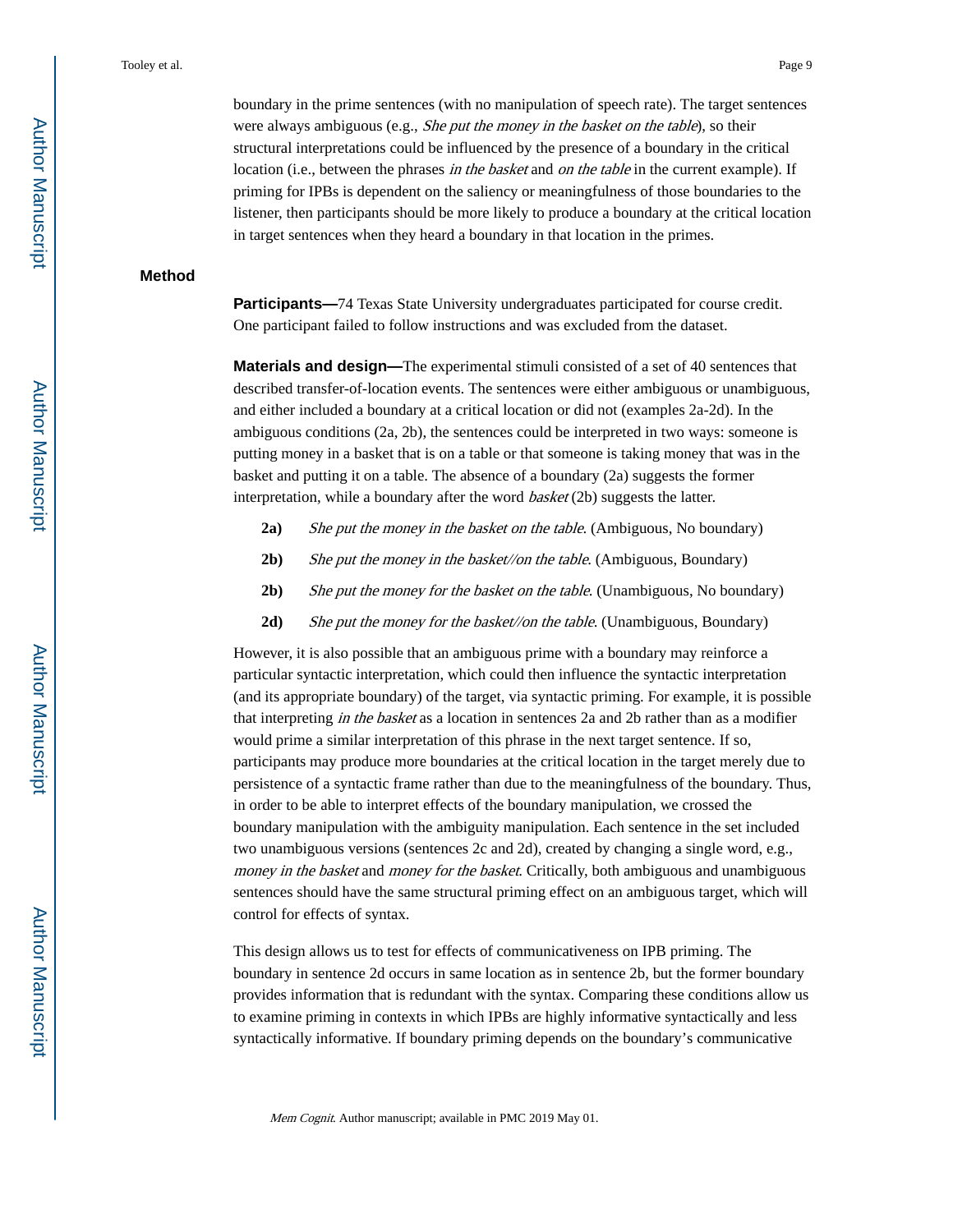boundary in the prime sentences (with no manipulation of speech rate). The target sentences were always ambiguous (e.g., *She put the money in the basket on the table*), so their structural interpretations could be influenced by the presence of a boundary in the critical location (i.e., between the phrases *in the basket* and *on the table* in the current example). If priming for IPBs is dependent on the saliency or meaningfulness of those boundaries to the listener, then participants should be more likely to produce a boundary at the critical location in target sentences when they heard a boundary in that location in the primes.

## Method

**Participants—**74 Texas State University undergraduates participated for course credit. One participant failed to follow instructions and was excluded from the dataset.

**Materials and design—**The experimental stimuli consisted of a set of 40 sentences that described transfer-of-location events. The sentences were either ambiguous or unambiguous, and either included a boundary at a critical location or did not (examples 2a-2d). In the ambiguous conditions (2a, 2b), the sentences could be interpreted in two ways: someone is putting money in a basket that is on a table or that someone is taking money that was in the basket and putting it on a table. The absence of a boundary (2a) suggests the former interpretation, while a boundary after the word *basket* (2b) suggests the latter.

- **2a)** *She put the money in the basket on the table*. (Ambiguous, No boundary)
- **2b)** *She put the money in the basket//on the table*. (Ambiguous, Boundary)
- **2b)** *She put the money for the basket on the table*. (Unambiguous, No boundary)
- **2d)** *She put the money for the basket//on the table*. (Unambiguous, Boundary)

However, it is also possible that an ambiguous prime with a boundary may reinforce a particular syntactic interpretation, which could then influence the syntactic interpretation (and its appropriate boundary) of the target, via syntactic priming. For example, it is possible that interpreting *in the basket* as a location in sentences 2a and 2b rather than as a modifier would prime a similar interpretation of this phrase in the next target sentence. If so, participants may produce more boundaries at the critical location in the target merely due to persistence of a syntactic frame rather than due to the meaningfulness of the boundary. Thus, in order to be able to interpret effects of the boundary manipulation, we crossed the boundary manipulation with the ambiguity manipulation. Each sentence in the set included two unambiguous versions (sentences 2c and 2d), created by changing a single word, e.g., *money in the basket* and *money for the basket*. Critically, both ambiguous and unambiguous sentences should have the same structural priming effect on an ambiguous target, which will control for effects of syntax.

This design allows us to test for effects of communicativeness on IPB priming. The boundary in sentence 2d occurs in same location as in sentence 2b, but the former boundary provides information that is redundant with the syntax. Comparing these conditions allow us to examine priming in contexts in which IPBs are highly informative syntactically and less syntactically informative. If boundary priming depends on the boundary's communicative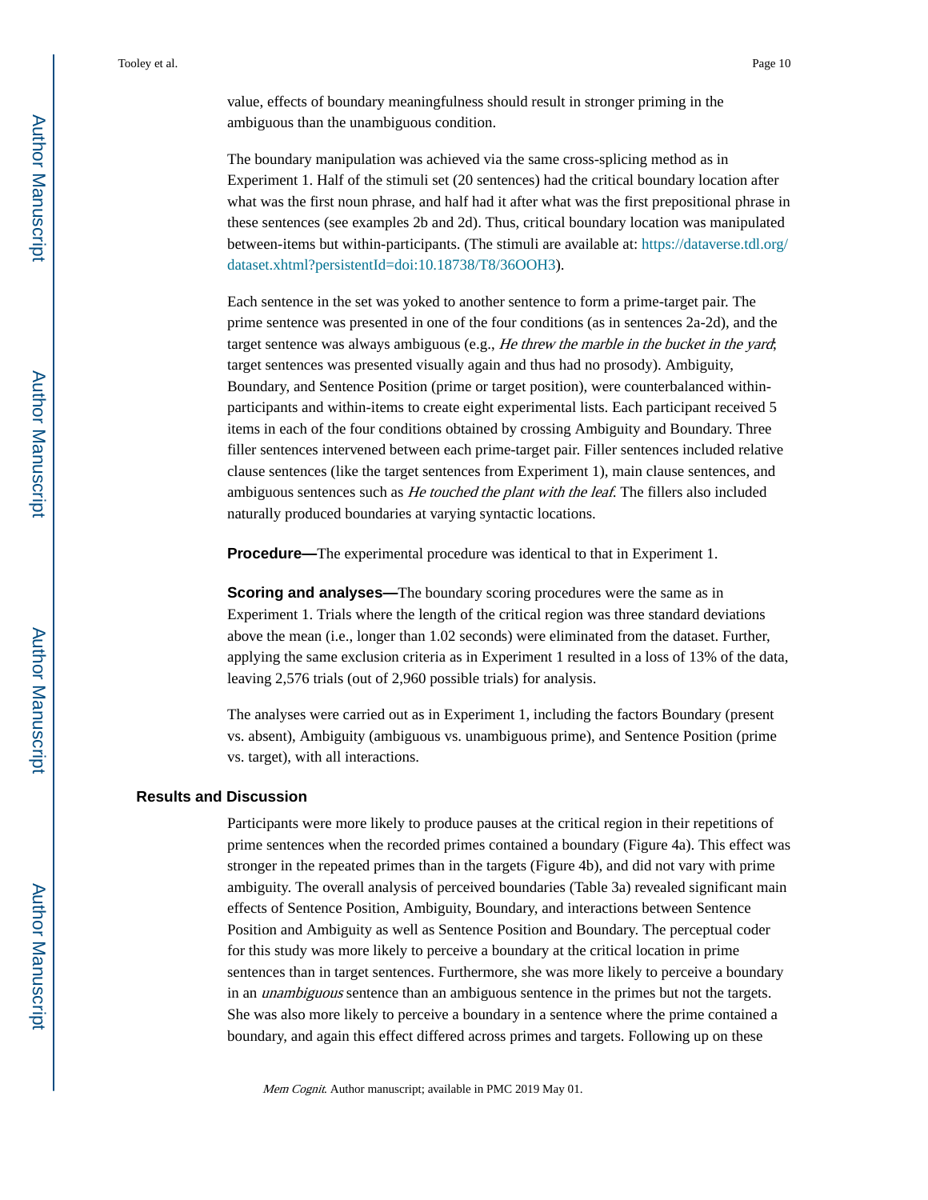value, effects of boundary meaningfulness should result in stronger priming in the ambiguous than the unambiguous condition.

The boundary manipulation was achieved via the same cross-splicing method as in Experiment 1. Half of the stimuli set (20 sentences) had the critical boundary location after what was the first noun phrase, and half had it after what was the first prepositional phrase in these sentences (see examples 2b and 2d). Thus, critical boundary location was manipulated between-items but within-participants. (The stimuli are available at: https://dataverse.tdl.org/dataset.xhtml?persistentId=doi:10.18738/T8/36OOH3).

Each sentence in the set was yoked to another sentence to form a prime-target pair. The prime sentence was presented in one of the four conditions (as in sentences 2a-2d), and the target sentence was always ambiguous (e.g., *He threw the marble in the bucket in the yard*; target sentences was presented visually again and thus had no prosody). Ambiguity, Boundary, and Sentence Position (prime or target position), were counterbalanced within-participants and within-items to create eight experimental lists. Each participant received 5 items in each of the four conditions obtained by crossing Ambiguity and Boundary. Three filler sentences intervened between each prime-target pair. Filler sentences included relative clause sentences (like the target sentences from Experiment 1), main clause sentences, and ambiguous sentences such as *He touched the plant with the leaf*. The fillers also included naturally produced boundaries at varying syntactic locations.

**Procedure—**The experimental procedure was identical to that in Experiment 1.

**Scoring and analyses—**The boundary scoring procedures were the same as in Experiment 1. Trials where the length of the critical region was three standard deviations above the mean (i.e., longer than 1.02 seconds) were eliminated from the dataset. Further, applying the same exclusion criteria as in Experiment 1 resulted in a loss of 13% of the data, leaving 2,576 trials (out of 2,960 possible trials) for analysis.

The analyses were carried out as in Experiment 1, including the factors Boundary (present vs. absent), Ambiguity (ambiguous vs. unambiguous prime), and Sentence Position (prime vs. target), with all interactions.

### Results and Discussion

Participants were more likely to produce pauses at the critical region in their repetitions of prime sentences when the recorded primes contained a boundary (Figure 4a). This effect was stronger in the repeated primes than in the targets (Figure 4b), and did not vary with prime ambiguity. The overall analysis of perceived boundaries (Table 3a) revealed significant main effects of Sentence Position, Ambiguity, Boundary, and interactions between Sentence Position and Ambiguity as well as Sentence Position and Boundary. The perceptual coder for this study was more likely to perceive a boundary at the critical location in prime sentences than in target sentences. Furthermore, she was more likely to perceive a boundary in an *unambiguous* sentence than an ambiguous sentence in the primes but not the targets. She was also more likely to perceive a boundary in a sentence where the prime contained a boundary, and again this effect differed across primes and targets. Following up on these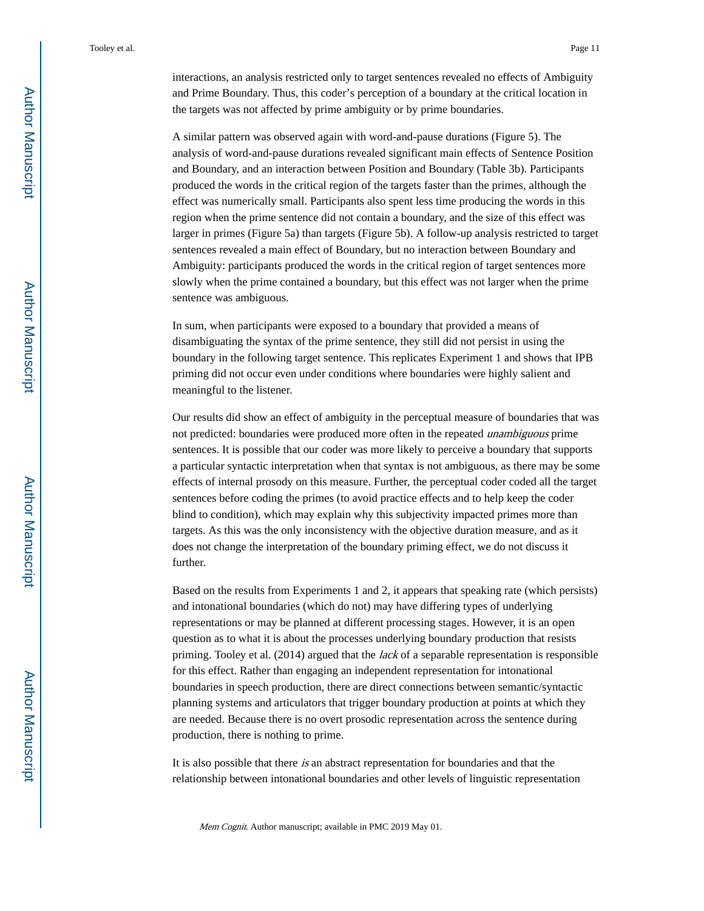interactions, an analysis restricted only to target sentences revealed no effects of Ambiguity and Prime Boundary. Thus, this coder's perception of a boundary at the critical location in the targets was not affected by prime ambiguity or by prime boundaries.

A similar pattern was observed again with word-and-pause durations (Figure 5). The analysis of word-and-pause durations revealed significant main effects of Sentence Position and Boundary, and an interaction between Position and Boundary (Table 3b). Participants produced the words in the critical region of the targets faster than the primes, although the effect was numerically small. Participants also spent less time producing the words in this region when the prime sentence did not contain a boundary, and the size of this effect was larger in primes (Figure 5a) than targets (Figure 5b). A follow-up analysis restricted to target sentences revealed a main effect of Boundary, but no interaction between Boundary and Ambiguity: participants produced the words in the critical region of target sentences more slowly when the prime contained a boundary, but this effect was not larger when the prime sentence was ambiguous.

In sum, when participants were exposed to a boundary that provided a means of disambiguating the syntax of the prime sentence, they still did not persist in using the boundary in the following target sentence. This replicates Experiment 1 and shows that IPB priming did not occur even under conditions where boundaries were highly salient and meaningful to the listener.

Our results did show an effect of ambiguity in the perceptual measure of boundaries that was not predicted: boundaries were produced more often in the repeated *unambiguous* prime sentences. It is possible that our coder was more likely to perceive a boundary that supports a particular syntactic interpretation when that syntax is not ambiguous, as there may be some effects of internal prosody on this measure. Further, the perceptual coder coded all the target sentences before coding the primes (to avoid practice effects and to help keep the coder blind to condition), which may explain why this subjectivity impacted primes more than targets. As this was the only inconsistency with the objective duration measure, and as it does not change the interpretation of the boundary priming effect, we do not discuss it further.

Based on the results from Experiments 1 and 2, it appears that speaking rate (which persists) and intonational boundaries (which do not) may have differing types of underlying representations or may be planned at different processing stages. However, it is an open question as to what it is about the processes underlying boundary production that resists priming. Tooley et al. (2014) argued that the *lack* of a separable representation is responsible for this effect. Rather than engaging an independent representation for intonational boundaries in speech production, there are direct connections between semantic/syntactic planning systems and articulators that trigger boundary production at points at which they are needed. Because there is no overt prosodic representation across the sentence during production, there is nothing to prime.

It is also possible that there *is* an abstract representation for boundaries and that the relationship between intonational boundaries and other levels of linguistic representation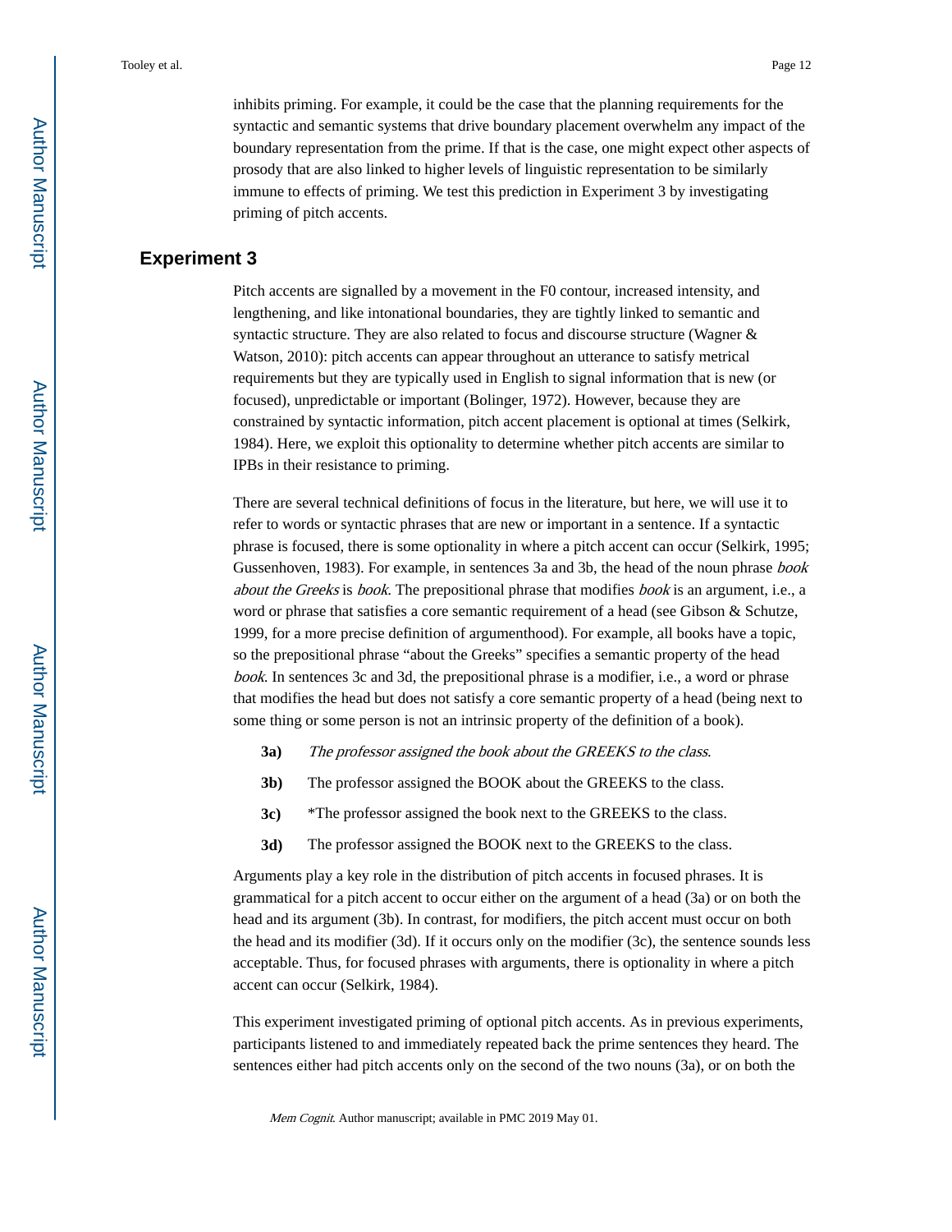inhibits priming. For example, it could be the case that the planning requirements for the syntactic and semantic systems that drive boundary placement overwhelm any impact of the boundary representation from the prime. If that is the case, one might expect other aspects of prosody that are also linked to higher levels of linguistic representation to be similarly immune to effects of priming. We test this prediction in Experiment 3 by investigating priming of pitch accents.

## Experiment 3

Pitch accents are signalled by a movement in the F0 contour, increased intensity, and lengthening, and like intonational boundaries, they are tightly linked to semantic and syntactic structure. They are also related to focus and discourse structure (Wagner & Watson, 2010): pitch accents can appear throughout an utterance to satisfy metrical requirements but they are typically used in English to signal information that is new (or focused), unpredictable or important (Bolinger, 1972). However, because they are constrained by syntactic information, pitch accent placement is optional at times (Selkirk, 1984). Here, we exploit this optionality to determine whether pitch accents are similar to IPBs in their resistance to priming.

There are several technical definitions of focus in the literature, but here, we will use it to refer to words or syntactic phrases that are new or important in a sentence. If a syntactic phrase is focused, there is some optionality in where a pitch accent can occur (Selkirk, 1995; Gussenhoven, 1983). For example, in sentences 3a and 3b, the head of the noun phrase *book about the Greeks* is *book*. The prepositional phrase that modifies *book* is an argument, i.e., a word or phrase that satisfies a core semantic requirement of a head (see Gibson & Schutze, 1999, for a more precise definition of argumenthood). For example, all books have a topic, so the prepositional phrase "about the Greeks" specifies a semantic property of the head *book*. In sentences 3c and 3d, the prepositional phrase is a modifier, i.e., a word or phrase that modifies the head but does not satisfy a core semantic property of a head (being next to some thing or some person is not an intrinsic property of the definition of a book).

- **3a)** *The professor assigned the book about the GREEKS to the class.*
- **3b)** The professor assigned the BOOK about the GREEKS to the class.
- **3c)** *The professor assigned the book next to the GREEKS to the class.
- **3d)** The professor assigned the BOOK next to the GREEKS to the class.

Arguments play a key role in the distribution of pitch accents in focused phrases. It is grammatical for a pitch accent to occur either on the argument of a head (3a) or on both the head and its argument (3b). In contrast, for modifiers, the pitch accent must occur on both the head and its modifier (3d). If it occurs only on the modifier (3c), the sentence sounds less acceptable. Thus, for focused phrases with arguments, there is optionality in where a pitch accent can occur (Selkirk, 1984).

This experiment investigated priming of optional pitch accents. As in previous experiments, participants listened to and immediately repeated back the prime sentences they heard. The sentences either had pitch accents only on the second of the two nouns (3a), or on both the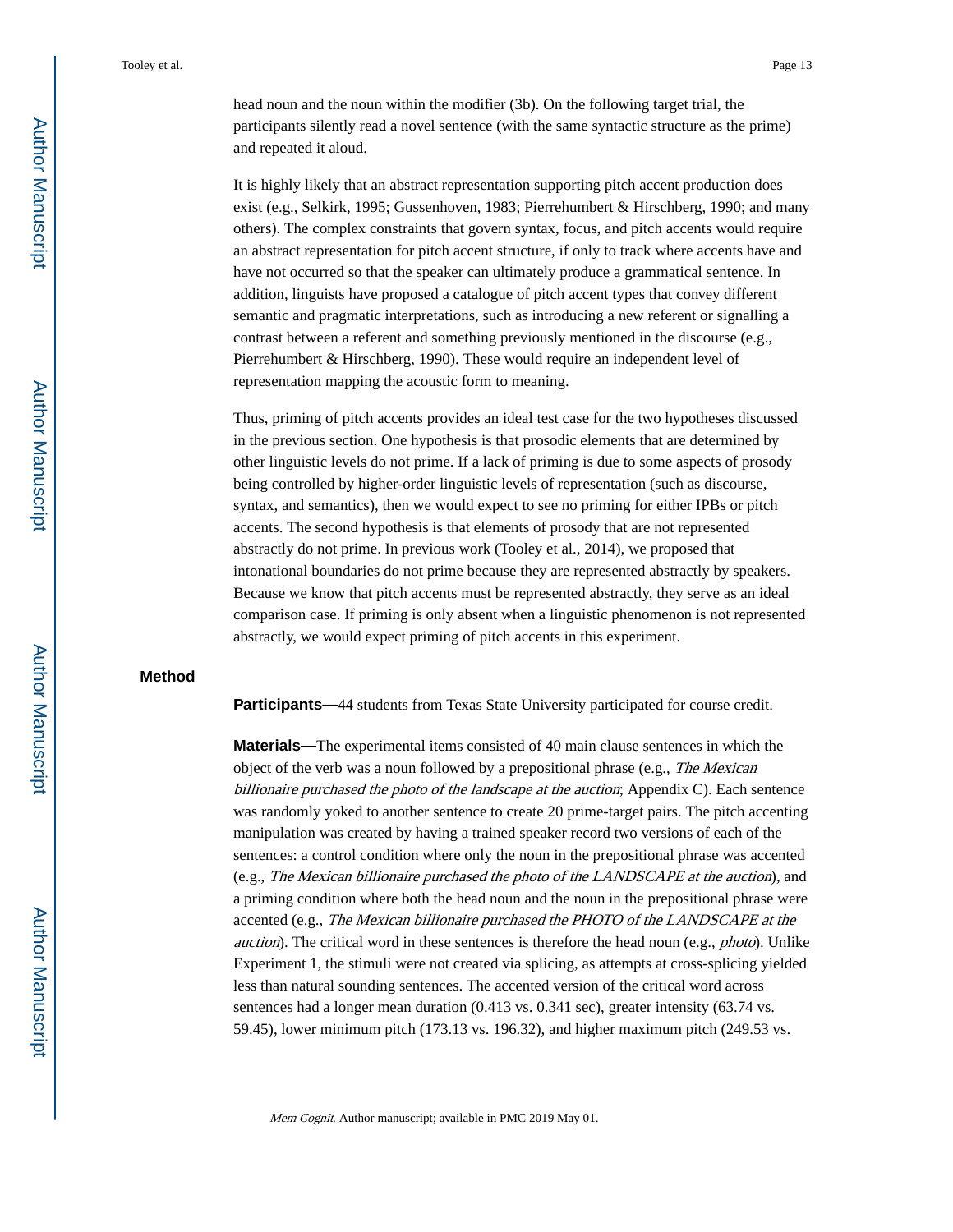head noun and the noun within the modifier (3b). On the following target trial, the participants silently read a novel sentence (with the same syntactic structure as the prime) and repeated it aloud.

It is highly likely that an abstract representation supporting pitch accent production does exist (e.g., Selkirk, 1995; Gussenhoven, 1983; Pierrehumbert & Hirschberg, 1990; and many others). The complex constraints that govern syntax, focus, and pitch accents would require an abstract representation for pitch accent structure, if only to track where accents have and have not occurred so that the speaker can ultimately produce a grammatical sentence. In addition, linguists have proposed a catalogue of pitch accent types that convey different semantic and pragmatic interpretations, such as introducing a new referent or signalling a contrast between a referent and something previously mentioned in the discourse (e.g., Pierrehumbert & Hirschberg, 1990). These would require an independent level of representation mapping the acoustic form to meaning.

Thus, priming of pitch accents provides an ideal test case for the two hypotheses discussed in the previous section. One hypothesis is that prosodic elements that are determined by other linguistic levels do not prime. If a lack of priming is due to some aspects of prosody being controlled by higher-order linguistic levels of representation (such as discourse, syntax, and semantics), then we would expect to see no priming for either IPBs or pitch accents. The second hypothesis is that elements of prosody that are not represented abstractly do not prime. In previous work (Tooley et al., 2014), we proposed that intonational boundaries do not prime because they are represented abstractly by speakers. Because we know that pitch accents must be represented abstractly, they serve as an ideal comparison case. If priming is only absent when a linguistic phenomenon is not represented abstractly, we would expect priming of pitch accents in this experiment.

## Method

**Participants—**44 students from Texas State University participated for course credit.

**Materials—**The experimental items consisted of 40 main clause sentences in which the object of the verb was a noun followed by a prepositional phrase (e.g., *The Mexican billionaire purchased the photo of the landscape at the auction*; Appendix C). Each sentence was randomly yoked to another sentence to create 20 prime-target pairs. The pitch accenting manipulation was created by having a trained speaker record two versions of each of the sentences: a control condition where only the noun in the prepositional phrase was accented (e.g., *The Mexican billionaire purchased the photo of the LANDSCAPE at the auction*), and a priming condition where both the head noun and the noun in the prepositional phrase were accented (e.g., *The Mexican billionaire purchased the PHOTO of the LANDSCAPE at the auction*). The critical word in these sentences is therefore the head noun (e.g., *photo*). Unlike Experiment 1, the stimuli were not created via splicing, as attempts at cross-splicing yielded less than natural sounding sentences. The accented version of the critical word across sentences had a longer mean duration (0.413 vs. 0.341 sec), greater intensity (63.74 vs. 59.45), lower minimum pitch (173.13 vs. 196.32), and higher maximum pitch (249.53 vs.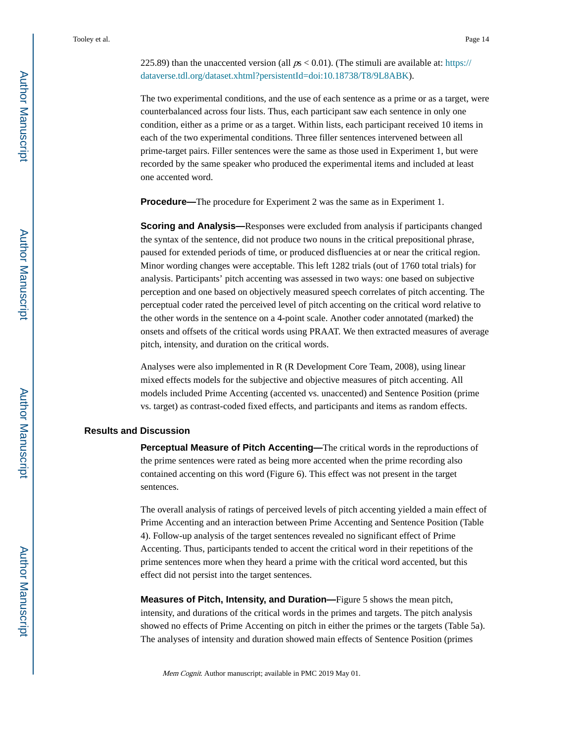225.89) than the unaccented version (all $ps < 0.01$). (The stimuli are available at: https://dataverse.tdl.org/dataset.xhtml?persistentId=doi:10.18738/T8/9L8ABK).

The two experimental conditions, and the use of each sentence as a prime or as a target, were counterbalanced across four lists. Thus, each participant saw each sentence in only one condition, either as a prime or as a target. Within lists, each participant received 10 items in each of the two experimental conditions. Three filler sentences intervened between all prime-target pairs. Filler sentences were the same as those used in Experiment 1, but were recorded by the same speaker who produced the experimental items and included at least one accented word.

**Procedure—**The procedure for Experiment 2 was the same as in Experiment 1.

**Scoring and Analysis—**Responses were excluded from analysis if participants changed the syntax of the sentence, did not produce two nouns in the critical prepositional phrase, paused for extended periods of time, or produced disfluencies at or near the critical region. Minor wording changes were acceptable. This left 1282 trials (out of 1760 total trials) for analysis. Participants' pitch accenting was assessed in two ways: one based on subjective perception and one based on objectively measured speech correlates of pitch accenting. The perceptual coder rated the perceived level of pitch accenting on the critical word relative to the other words in the sentence on a 4-point scale. Another coder annotated (marked) the onsets and offsets of the critical words using PRAAT. We then extracted measures of average pitch, intensity, and duration on the critical words.

Analyses were also implemented in R (R Development Core Team, 2008), using linear mixed effects models for the subjective and objective measures of pitch accenting. All models included Prime Accenting (accented vs. unaccented) and Sentence Position (prime vs. target) as contrast-coded fixed effects, and participants and items as random effects.

## Results and Discussion

**Perceptual Measure of Pitch Accenting—**The critical words in the reproductions of the prime sentences were rated as being more accented when the prime recording also contained accenting on this word (Figure 6). This effect was not present in the target sentences.

The overall analysis of ratings of perceived levels of pitch accenting yielded a main effect of Prime Accenting and an interaction between Prime Accenting and Sentence Position (Table 4). Follow-up analysis of the target sentences revealed no significant effect of Prime Accenting. Thus, participants tended to accent the critical word in their repetitions of the prime sentences more when they heard a prime with the critical word accented, but this effect did not persist into the target sentences.

**Measures of Pitch, Intensity, and Duration—**Figure 5 shows the mean pitch, intensity, and durations of the critical words in the primes and targets. The pitch analysis showed no effects of Prime Accenting on pitch in either the primes or the targets (Table 5a). The analyses of intensity and duration showed main effects of Sentence Position (primes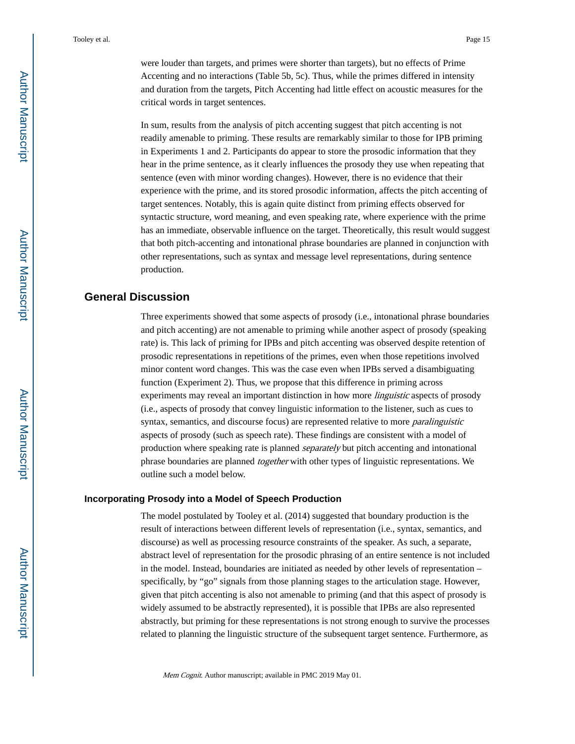were louder than targets, and primes were shorter than targets), but no effects of Prime Accenting and no interactions (Table 5b, 5c). Thus, while the primes differed in intensity and duration from the targets, Pitch Accenting had little effect on acoustic measures for the critical words in target sentences.

In sum, results from the analysis of pitch accenting suggest that pitch accenting is not readily amenable to priming. These results are remarkably similar to those for IPB priming in Experiments 1 and 2. Participants do appear to store the prosodic information that they hear in the prime sentence, as it clearly influences the prosody they use when repeating that sentence (even with minor wording changes). However, there is no evidence that their experience with the prime, and its stored prosodic information, affects the pitch accenting of target sentences. Notably, this is again quite distinct from priming effects observed for syntactic structure, word meaning, and even speaking rate, where experience with the prime has an immediate, observable influence on the target. Theoretically, this result would suggest that both pitch-accenting and intonational phrase boundaries are planned in conjunction with other representations, such as syntax and message level representations, during sentence production.

## General Discussion

Three experiments showed that some aspects of prosody (i.e., intonational phrase boundaries and pitch accenting) are not amenable to priming while another aspect of prosody (speaking rate) is. This lack of priming for IPBs and pitch accenting was observed despite retention of prosodic representations in repetitions of the primes, even when those repetitions involved minor content word changes. This was the case even when IPBs served a disambiguating function (Experiment 2). Thus, we propose that this difference in priming across experiments may reveal an important distinction in how more *linguistic* aspects of prosody (i.e., aspects of prosody that convey linguistic information to the listener, such as cues to syntax, semantics, and discourse focus) are represented relative to more *paralinguistic* aspects of prosody (such as speech rate). These findings are consistent with a model of production where speaking rate is planned *separately* but pitch accenting and intonational phrase boundaries are planned *together* with other types of linguistic representations. We outline such a model below.

### Incorporating Prosody into a Model of Speech Production

The model postulated by Tooley et al. (2014) suggested that boundary production is the result of interactions between different levels of representation (i.e., syntax, semantics, and discourse) as well as processing resource constraints of the speaker. As such, a separate, abstract level of representation for the prosodic phrasing of an entire sentence is not included in the model. Instead, boundaries are initiated as needed by other levels of representation – specifically, by "go" signals from those planning stages to the articulation stage. However, given that pitch accenting is also not amenable to priming (and that this aspect of prosody is widely assumed to be abstractly represented), it is possible that IPBs are also represented abstractly, but priming for these representations is not strong enough to survive the processes related to planning the linguistic structure of the subsequent target sentence. Furthermore, as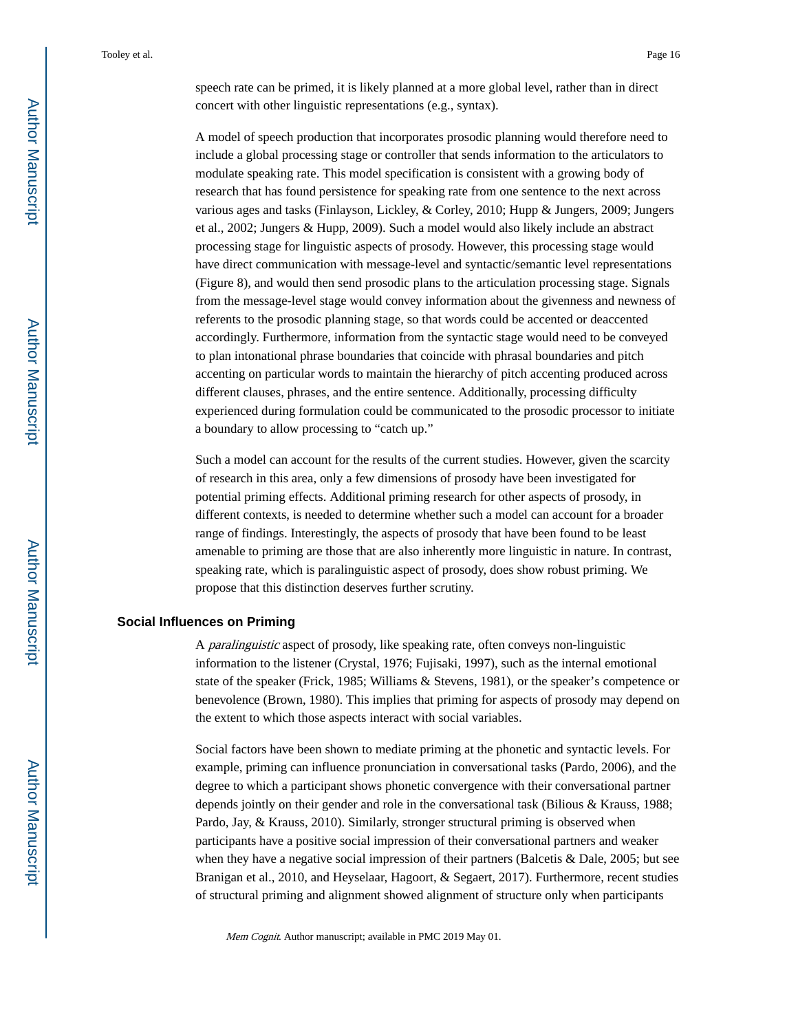speech rate can be primed, it is likely planned at a more global level, rather than in direct concert with other linguistic representations (e.g., syntax).

A model of speech production that incorporates prosodic planning would therefore need to include a global processing stage or controller that sends information to the articulators to modulate speaking rate. This model specification is consistent with a growing body of research that has found persistence for speaking rate from one sentence to the next across various ages and tasks (Finlayson, Lickley, & Corley, 2010; Hupp & Jungers, 2009; Jungers et al., 2002; Jungers & Hupp, 2009). Such a model would also likely include an abstract processing stage for linguistic aspects of prosody. However, this processing stage would have direct communication with message-level and syntactic/semantic level representations (Figure 8), and would then send prosodic plans to the articulation processing stage. Signals from the message-level stage would convey information about the givenness and newness of referents to the prosodic planning stage, so that words could be accented or deaccented accordingly. Furthermore, information from the syntactic stage would need to be conveyed to plan intonational phrase boundaries that coincide with phrasal boundaries and pitch accenting on particular words to maintain the hierarchy of pitch accenting produced across different clauses, phrases, and the entire sentence. Additionally, processing difficulty experienced during formulation could be communicated to the prosodic processor to initiate a boundary to allow processing to "catch up."

Such a model can account for the results of the current studies. However, given the scarcity of research in this area, only a few dimensions of prosody have been investigated for potential priming effects. Additional priming research for other aspects of prosody, in different contexts, is needed to determine whether such a model can account for a broader range of findings. Interestingly, the aspects of prosody that have been found to be least amenable to priming are those that are also inherently more linguistic in nature. In contrast, speaking rate, which is paralinguistic aspect of prosody, does show robust priming. We propose that this distinction deserves further scrutiny.

## Social Influences on Priming

A *paralinguistic* aspect of prosody, like speaking rate, often conveys non-linguistic information to the listener (Crystal, 1976; Fujisaki, 1997), such as the internal emotional state of the speaker (Frick, 1985; Williams & Stevens, 1981), or the speaker's competence or benevolence (Brown, 1980). This implies that priming for aspects of prosody may depend on the extent to which those aspects interact with social variables.

Social factors have been shown to mediate priming at the phonetic and syntactic levels. For example, priming can influence pronunciation in conversational tasks (Pardo, 2006), and the degree to which a participant shows phonetic convergence with their conversational partner depends jointly on their gender and role in the conversational task (Bilious & Krauss, 1988; Pardo, Jay, & Krauss, 2010). Similarly, stronger structural priming is observed when participants have a positive social impression of their conversational partners and weaker when they have a negative social impression of their partners (Balcetis & Dale, 2005; but see Branigan et al., 2010, and Heyselaar, Hagoort, & Segaert, 2017). Furthermore, recent studies of structural priming and alignment showed alignment of structure only when participants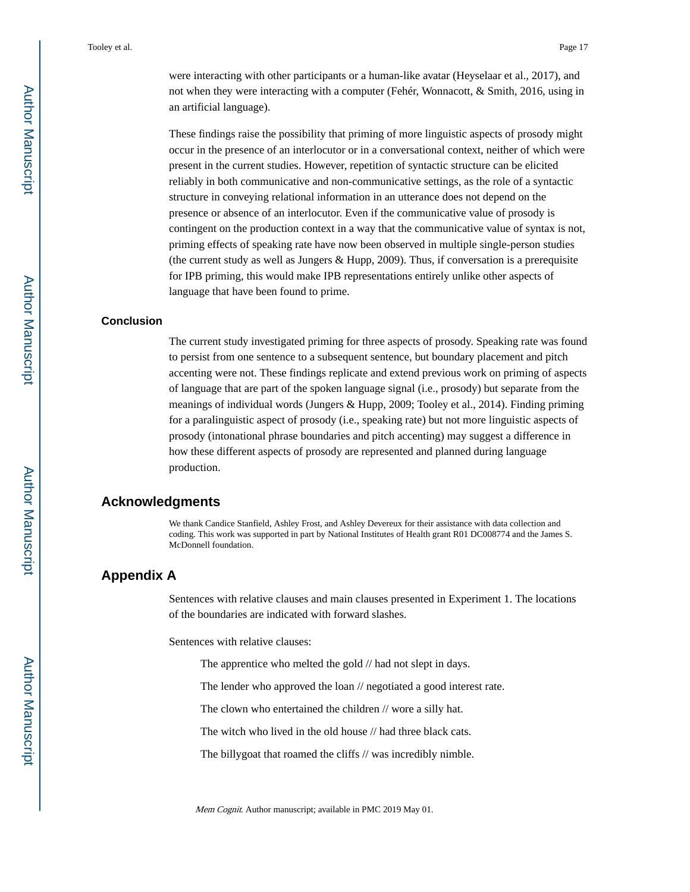were interacting with other participants or a human-like avatar (Heyselaar et al., 2017), and not when they were interacting with a computer (Fehér, Wonnacott, & Smith, 2016, using in an artificial language).

These findings raise the possibility that priming of more linguistic aspects of prosody might occur in the presence of an interlocutor or in a conversational context, neither of which were present in the current studies. However, repetition of syntactic structure can be elicited reliably in both communicative and non-communicative settings, as the role of a syntactic structure in conveying relational information in an utterance does not depend on the presence or absence of an interlocutor. Even if the communicative value of prosody is contingent on the production context in a way that the communicative value of syntax is not, priming effects of speaking rate have now been observed in multiple single-person studies (the current study as well as Jungers & Hupp, 2009). Thus, if conversation is a prerequisite for IPB priming, this would make IPB representations entirely unlike other aspects of language that have been found to prime.

### Conclusion

The current study investigated priming for three aspects of prosody. Speaking rate was found to persist from one sentence to a subsequent sentence, but boundary placement and pitch accenting were not. These findings replicate and extend previous work on priming of aspects of language that are part of the spoken language signal (i.e., prosody) but separate from the meanings of individual words (Jungers & Hupp, 2009; Tooley et al., 2014). Finding priming for a paralinguistic aspect of prosody (i.e., speaking rate) but not more linguistic aspects of prosody (intonational phrase boundaries and pitch accenting) may suggest a difference in how these different aspects of prosody are represented and planned during language production.

## Acknowledgments

We thank Candice Stanfield, Ashley Frost, and Ashley Devereux for their assistance with data collection and coding. This work was supported in part by National Institutes of Health grant R01 DC008774 and the James S. McDonnell foundation.

## Appendix A

Sentences with relative clauses and main clauses presented in Experiment 1. The locations of the boundaries are indicated with forward slashes.

Sentences with relative clauses:

The apprentice who melted the gold // had not slept in days.

The lender who approved the loan // negotiated a good interest rate.

The clown who entertained the children // wore a silly hat.

The witch who lived in the old house // had three black cats.

The billygoat that roamed the cliffs // was incredibly nimble.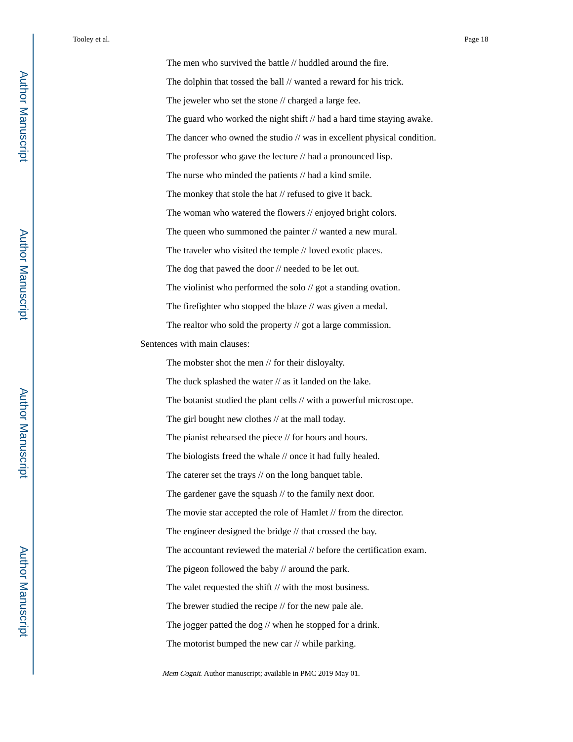The men who survived the battle // huddled around the fire.

The dolphin that tossed the ball // wanted a reward for his trick.

The jeweler who set the stone // charged a large fee.

The guard who worked the night shift // had a hard time staying awake.

The dancer who owned the studio // was in excellent physical condition.

The professor who gave the lecture // had a pronounced lisp.

The nurse who minded the patients // had a kind smile.

The monkey that stole the hat // refused to give it back.

The woman who watered the flowers // enjoyed bright colors.

The queen who summoned the painter // wanted a new mural.

The traveler who visited the temple // loved exotic places.

The dog that pawed the door // needed to be let out.

The violinist who performed the solo // got a standing ovation.

The firefighter who stopped the blaze // was given a medal.

The realtor who sold the property // got a large commission.

Sentences with main clauses:

The mobster shot the men // for their disloyalty.

The duck splashed the water // as it landed on the lake.

The botanist studied the plant cells // with a powerful microscope.

The girl bought new clothes // at the mall today.

The pianist rehearsed the piece // for hours and hours.

The biologists freed the whale // once it had fully healed.

The caterer set the trays // on the long banquet table.

The gardener gave the squash // to the family next door.

The movie star accepted the role of Hamlet // from the director.

The engineer designed the bridge // that crossed the bay.

The accountant reviewed the material // before the certification exam.

The pigeon followed the baby // around the park.

The valet requested the shift // with the most business.

The brewer studied the recipe // for the new pale ale.

The jogger patted the dog // when he stopped for a drink.

The motorist bumped the new car // while parking.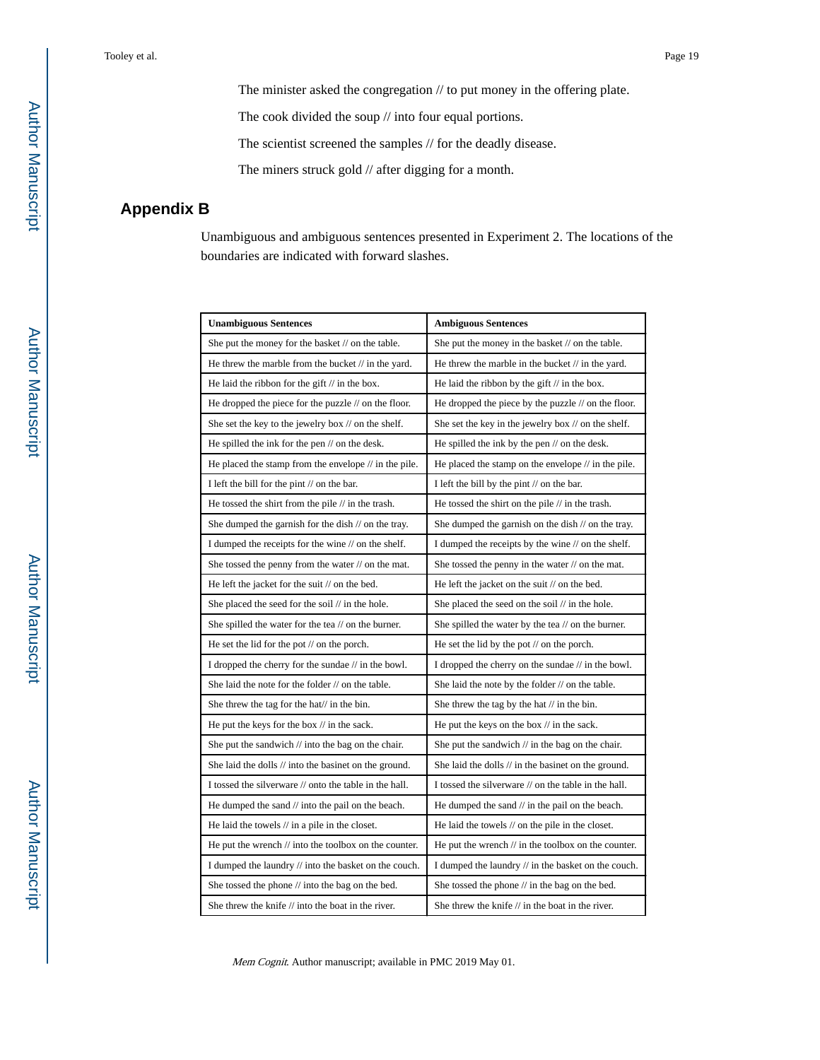The minister asked the congregation // to put money in the offering plate.

The cook divided the soup // into four equal portions.

The scientist screened the samples // for the deadly disease.

The miners struck gold // after digging for a month.

## Appendix B

Unambiguous and ambiguous sentences presented in Experiment 2. The locations of the boundaries are indicated with forward slashes.

| Unambiguous Sentences | Ambiguous Sentences |
| --- | --- |
| She put the money for the basket // on the table. | She put the money in the basket // on the table. |
| He threw the marble from the bucket // in the yard. | He threw the marble in the bucket // in the yard. |
| He laid the ribbon for the gift // in the box. | He laid the ribbon by the gift // in the box. |
| He dropped the piece for the puzzle // on the floor. | He dropped the piece by the puzzle // on the floor. |
| She set the key to the jewelry box // on the shelf. | She set the key in the jewelry box // on the shelf. |
| He spilled the ink for the pen // on the desk. | He spilled the ink by the pen // on the desk. |
| He placed the stamp from the envelope // in the pile. | He placed the stamp on the envelope // in the pile. |
| I left the bill for the pint // on the bar. | I left the bill by the pint // on the bar. |
| He tossed the shirt from the pile // in the trash. | He tossed the shirt on the pile // in the trash. |
| She dumped the garnish for the dish // on the tray. | She dumped the garnish on the dish // on the tray. |
| I dumped the receipts for the wine // on the shelf. | I dumped the receipts by the wine // on the shelf. |
| She tossed the penny from the water // on the mat. | She tossed the penny in the water // on the mat. |
| He left the jacket for the suit // on the bed. | He left the jacket on the suit // on the bed. |
| She placed the seed for the soil // in the hole. | She placed the seed on the soil // in the hole. |
| She spilled the water for the tea // on the burner. | She spilled the water by the tea // on the burner. |
| He set the lid for the pot // on the porch. | He set the lid by the pot // on the porch. |
| I dropped the cherry for the sundae // in the bowl. | I dropped the cherry on the sundae // in the bowl. |
| She laid the note for the folder // on the table. | She laid the note by the folder // on the table. |
| She threw the tag for the hat// in the bin. | She threw the tag by the hat // in the bin. |
| He put the keys for the box // in the sack. | He put the keys on the box // in the sack. |
| She put the sandwich // into the bag on the chair. | She put the sandwich // in the bag on the chair. |
| She laid the dolls // into the basinet on the ground. | She laid the dolls // in the basinet on the ground. |
| I tossed the silverware // onto the table in the hall. | I tossed the silverware // on the table in the hall. |
| He dumped the sand // into the pail on the beach. | He dumped the sand // in the pail on the beach. |
| He laid the towels // in a pile in the closet. | He laid the towels // on the pile in the closet. |
| He put the wrench // into the toolbox on the counter. | He put the wrench // in the toolbox on the counter. |
| I dumped the laundry // into the basket on the couch. | I dumped the laundry // in the basket on the couch. |
| She tossed the phone // into the bag on the bed. | She tossed the phone // in the bag on the bed. |
| She threw the knife // into the boat in the river. | She threw the knife // in the boat in the river. |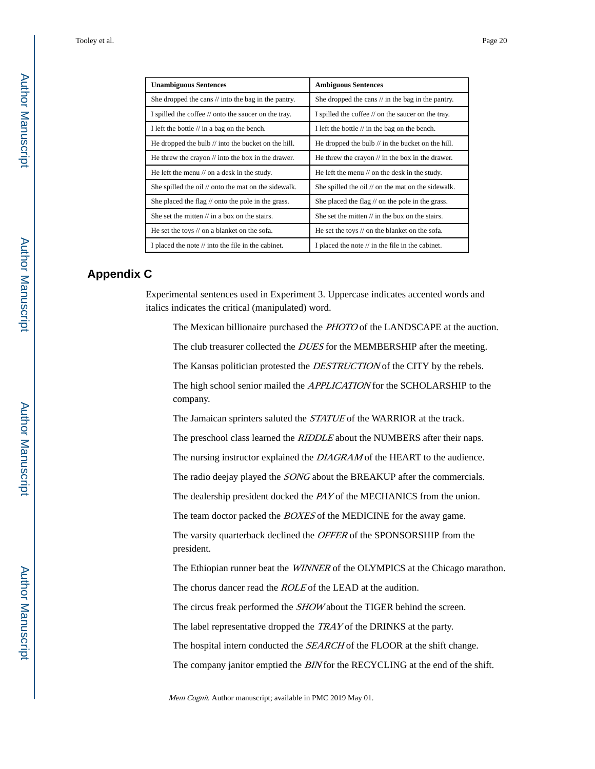| Unambiguous Sentences | Ambiguous Sentences |
| --- | --- |
| She dropped the cans // into the bag in the pantry. | She dropped the cans // in the bag in the pantry. |
| I spilled the coffee // onto the saucer on the tray. | I spilled the coffee // on the saucer on the tray. |
| I left the bottle // in a bag on the bench. | I left the bottle // in the bag on the bench. |
| He dropped the bulb // into the bucket on the hill. | He dropped the bulb // in the bucket on the hill. |
| He threw the crayon // into the box in the drawer. | He threw the crayon // in the box in the drawer. |
| He left the menu // on a desk in the study. | He left the menu // on the desk in the study. |
| She spilled the oil // onto the mat on the sidewalk. | She spilled the oil // on the mat on the sidewalk. |
| She placed the flag // onto the pole in the grass. | She placed the flag // on the pole in the grass. |
| She set the mitten // in a box on the stairs. | She set the mitten // in the box on the stairs. |
| He set the toys // on a blanket on the sofa. | He set the toys // on the blanket on the sofa. |
| I placed the note // into the file in the cabinet. | I placed the note // in the file in the cabinet. |

## Appendix C

Experimental sentences used in Experiment 3. Uppercase indicates accented words and italics indicates the critical (manipulated) word.

The Mexican billionaire purchased the *PHOTO* of the LANDSCAPE at the auction.

The club treasurer collected the *DUES* for the MEMBERSHIP after the meeting.

The Kansas politician protested the *DESTRUCTION* of the CITY by the rebels.

The high school senior mailed the *APPLICATION* for the SCHOLARSHIP to the company.

The Jamaican sprinters saluted the *STATUE* of the WARRIOR at the track.

The preschool class learned the *RIDDLE* about the NUMBERS after their naps.

The nursing instructor explained the *DIAGRAM* of the HEART to the audience.

The radio deejay played the *SONG* about the BREAKUP after the commercials.

The dealership president docked the *PAY* of the MECHANICS from the union.

The team doctor packed the *BOXES* of the MEDICINE for the away game.

The varsity quarterback declined the *OFFER* of the SPONSORSHIP from the president.

The Ethiopian runner beat the *WINNER* of the OLYMPICS at the Chicago marathon.

The chorus dancer read the *ROLE* of the LEAD at the audition.

The circus freak performed the *SHOW* about the TIGER behind the screen.

The label representative dropped the *TRAY* of the DRINKS at the party.

The hospital intern conducted the *SEARCH* of the FLOOR at the shift change.

The company janitor emptied the *BIN* for the RECYCLING at the end of the shift.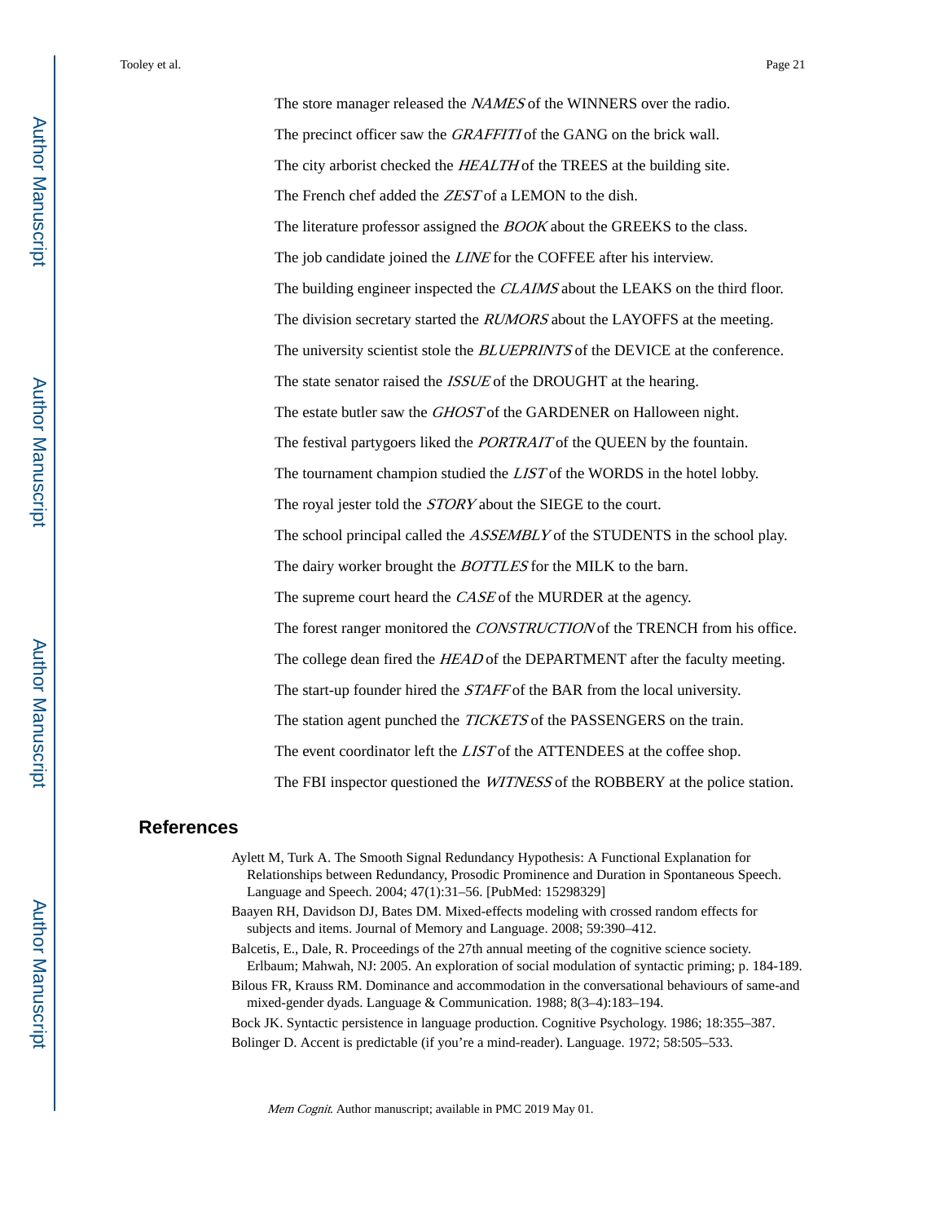The store manager released the *NAMES* of the WINNERS over the radio.

The precinct officer saw the *GRAFFITI* of the GANG on the brick wall.

The city arborist checked the *HEALTH* of the TREES at the building site.

The French chef added the *ZEST* of a LEMON to the dish.

The literature professor assigned the *BOOK* about the GREEKS to the class.

The job candidate joined the *LINE* for the COFFEE after his interview.

The building engineer inspected the *CLAIMS* about the LEAKS on the third floor.

The division secretary started the *RUMORS* about the LAYOFFS at the meeting.

The university scientist stole the *BLUEPRINTS* of the DEVICE at the conference.

The state senator raised the *ISSUE* of the DROUGHT at the hearing.

The estate butler saw the *GHOST* of the GARDENER on Halloween night.

The festival partygoers liked the *PORTRAIT* of the QUEEN by the fountain.

The tournament champion studied the *LIST* of the WORDS in the hotel lobby.

The royal jester told the *STORY* about the SIEGE to the court.

The school principal called the *ASSEMBLY* of the STUDENTS in the school play.

The dairy worker brought the *BOTTLES* for the MILK to the barn.

The supreme court heard the *CASE* of the MURDER at the agency.

The forest ranger monitored the *CONSTRUCTION* of the TRENCH from his office.

The college dean fired the *HEAD* of the DEPARTMENT after the faculty meeting.

The start-up founder hired the *STAFF* of the BAR from the local university.

The station agent punched the *TICKETS* of the PASSENGERS on the train.

The event coordinator left the *LIST* of the ATTENDEES at the coffee shop.

The FBI inspector questioned the *WITNESS* of the ROBBERY at the police station.

## References

Aylett M, Turk A. The Smooth Signal Redundancy Hypothesis: A Functional Explanation for Relationships between Redundancy, Prosodic Prominence and Duration in Spontaneous Speech. Language and Speech. 2004; 47(1):31–56. [PubMed: 15298329]

Baayen RH, Davidson DJ, Bates DM. Mixed-effects modeling with crossed random effects for subjects and items. Journal of Memory and Language. 2008; 59:390–412.

Balcetis, E., Dale, R. Proceedings of the 27th annual meeting of the cognitive science society. Erlbaum; Mahwah, NJ: 2005. An exploration of social modulation of syntactic priming; p. 184-189.

Bilous FR, Krauss RM. Dominance and accommodation in the conversational behaviours of same-and mixed-gender dyads. Language & Communication. 1988; 8(3–4):183–194.

Bock JK. Syntactic persistence in language production. Cognitive Psychology. 1986; 18:355–387.

Bolinger D. Accent is predictable (if you're a mind-reader). Language. 1972; 58:505–533.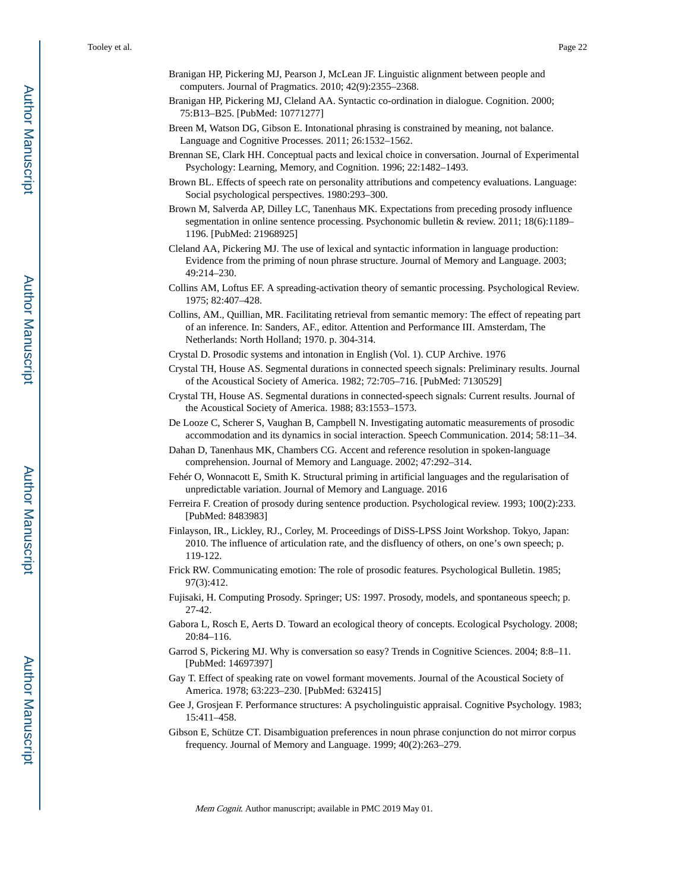Branigan HP, Pickering MJ, Pearson J, McLean JF. Linguistic alignment between people and computers. Journal of Pragmatics. 2010; 42(9):2355–2368.

Branigan HP, Pickering MJ, Cleland AA. Syntactic co-ordination in dialogue. Cognition. 2000; 75:B13–B25. [PubMed: 10771277]

Breen M, Watson DG, Gibson E. Intonational phrasing is constrained by meaning, not balance. Language and Cognitive Processes. 2011; 26:1532–1562.

Brennan SE, Clark HH. Conceptual pacts and lexical choice in conversation. Journal of Experimental Psychology: Learning, Memory, and Cognition. 1996; 22:1482–1493.

Brown BL. Effects of speech rate on personality attributions and competency evaluations. Language: Social psychological perspectives. 1980:293–300.

Brown M, Salverda AP, Dilley LC, Tanenhaus MK. Expectations from preceding prosody influence segmentation in online sentence processing. Psychonomic bulletin & review. 2011; 18(6):1189–1196. [PubMed: 21968925]

Cleland AA, Pickering MJ. The use of lexical and syntactic information in language production: Evidence from the priming of noun phrase structure. Journal of Memory and Language. 2003; 49:214–230.

Collins AM, Loftus EF. A spreading-activation theory of semantic processing. Psychological Review. 1975; 82:407–428.

Collins, AM., Quillian, MR. Facilitating retrieval from semantic memory: The effect of repeating part of an inference. In: Sanders, AF., editor. Attention and Performance III. Amsterdam, The Netherlands: North Holland; 1970. p. 304-314.

Crystal D. Prosodic systems and intonation in English (Vol. 1). CUP Archive. 1976

Crystal TH, House AS. Segmental durations in connected speech signals: Preliminary results. Journal of the Acoustical Society of America. 1982; 72:705–716. [PubMed: 7130529]

Crystal TH, House AS. Segmental durations in connected-speech signals: Current results. Journal of the Acoustical Society of America. 1988; 83:1553–1573.

De Looze C, Scherer S, Vaughan B, Campbell N. Investigating automatic measurements of prosodic accommodation and its dynamics in social interaction. Speech Communication. 2014; 58:11–34.

Dahan D, Tanenhaus MK, Chambers CG. Accent and reference resolution in spoken-language comprehension. Journal of Memory and Language. 2002; 47:292–314.

Fehér O, Wonnacott E, Smith K. Structural priming in artificial languages and the regularisation of unpredictable variation. Journal of Memory and Language. 2016

Ferreira F. Creation of prosody during sentence production. Psychological review. 1993; 100(2):233. [PubMed: 8483983]

Finlayson, IR., Lickley, RJ., Corley, M. Proceedings of DiSS-LPSS Joint Workshop. Tokyo, Japan: 2010. The influence of articulation rate, and the disfluency of others, on one's own speech; p. 119-122.

Frick RW. Communicating emotion: The role of prosodic features. Psychological Bulletin. 1985; 97(3):412.

Fujisaki, H. Computing Prosody. Springer; US: 1997. Prosody, models, and spontaneous speech; p. 27-42.

Gabora L, Rosch E, Aerts D. Toward an ecological theory of concepts. Ecological Psychology. 2008; 20:84–116.

Garrod S, Pickering MJ. Why is conversation so easy? Trends in Cognitive Sciences. 2004; 8:8–11. [PubMed: 14697397]

Gay T. Effect of speaking rate on vowel formant movements. Journal of the Acoustical Society of America. 1978; 63:223–230. [PubMed: 632415]

Gee J, Grosjean F. Performance structures: A psycholinguistic appraisal. Cognitive Psychology. 1983; 15:411–458.

Gibson E, Schütze CT. Disambiguation preferences in noun phrase conjunction do not mirror corpus frequency. Journal of Memory and Language. 1999; 40(2):263–279.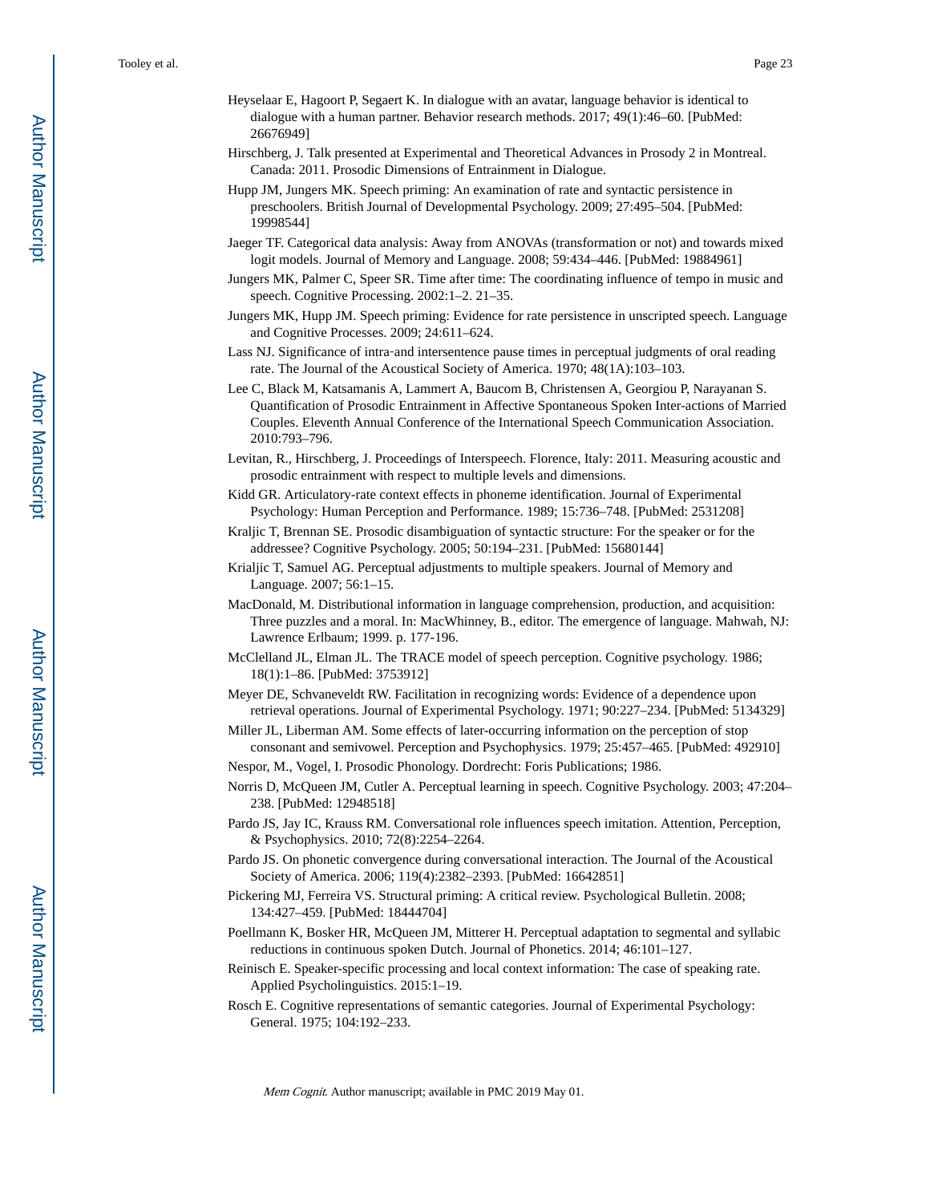Heyselaar E, Hagoort P, Segaert K. In dialogue with an avatar, language behavior is identical to dialogue with a human partner. Behavior research methods. 2017; 49(1):46–60. [PubMed: 26676949]

Hirschberg, J. Talk presented at Experimental and Theoretical Advances in Prosody 2 in Montreal. Canada: 2011. Prosodic Dimensions of Entrainment in Dialogue.

Hupp JM, Jungers MK. Speech priming: An examination of rate and syntactic persistence in preschoolers. British Journal of Developmental Psychology. 2009; 27:495–504. [PubMed: 19998544]

Jaeger TF. Categorical data analysis: Away from ANOVAs (transformation or not) and towards mixed logit models. Journal of Memory and Language. 2008; 59:434–446. [PubMed: 19884961]

Jungers MK, Palmer C, Speer SR. Time after time: The coordinating influence of tempo in music and speech. Cognitive Processing. 2002:1–2. 21–35.

Jungers MK, Hupp JM. Speech priming: Evidence for rate persistence in unscripted speech. Language and Cognitive Processes. 2009; 24:611–624.

Lass NJ. Significance of intra-and intersentence pause times in perceptual judgments of oral reading rate. The Journal of the Acoustical Society of America. 1970; 48(1A):103–103.

Lee C, Black M, Katsamanis A, Lammert A, Baucom B, Christensen A, Georgiou P, Narayanan S. Quantification of Prosodic Entrainment in Affective Spontaneous Spoken Inter-actions of Married Couples. Eleventh Annual Conference of the International Speech Communication Association. 2010:793–796.

Levitan, R., Hirschberg, J. Proceedings of Interspeech. Florence, Italy: 2011. Measuring acoustic and prosodic entrainment with respect to multiple levels and dimensions.

Kidd GR. Articulatory-rate context effects in phoneme identification. Journal of Experimental Psychology: Human Perception and Performance. 1989; 15:736–748. [PubMed: 2531208]

Kraljic T, Brennan SE. Prosodic disambiguation of syntactic structure: For the speaker or for the addressee? Cognitive Psychology. 2005; 50:194–231. [PubMed: 15680144]

Krialjic T, Samuel AG. Perceptual adjustments to multiple speakers. Journal of Memory and Language. 2007; 56:1–15.

MacDonald, M. Distributional information in language comprehension, production, and acquisition: Three puzzles and a moral. In: MacWhinney, B., editor. The emergence of language. Mahwah, NJ: Lawrence Erlbaum; 1999. p. 177-196.

McClelland JL, Elman JL. The TRACE model of speech perception. Cognitive psychology. 1986; 18(1):1–86. [PubMed: 3753912]

Meyer DE, Schvaneveldt RW. Facilitation in recognizing words: Evidence of a dependence upon retrieval operations. Journal of Experimental Psychology. 1971; 90:227–234. [PubMed: 5134329]

Miller JL, Liberman AM. Some effects of later-occurring information on the perception of stop consonant and semivowel. Perception and Psychophysics. 1979; 25:457–465. [PubMed: 492910]

Nespor, M., Vogel, I. Prosodic Phonology. Dordrecht: Foris Publications; 1986.

Norris D, McQueen JM, Cutler A. Perceptual learning in speech. Cognitive Psychology. 2003; 47:204–238. [PubMed: 12948518]

Pardo JS, Jay IC, Krauss RM. Conversational role influences speech imitation. Attention, Perception, & Psychophysics. 2010; 72(8):2254–2264.

Pardo JS. On phonetic convergence during conversational interaction. The Journal of the Acoustical Society of America. 2006; 119(4):2382–2393. [PubMed: 16642851]

Pickering MJ, Ferreira VS. Structural priming: A critical review. Psychological Bulletin. 2008; 134:427–459. [PubMed: 18444704]

Poellmann K, Bosker HR, McQueen JM, Mitterer H. Perceptual adaptation to segmental and syllabic reductions in continuous spoken Dutch. Journal of Phonetics. 2014; 46:101–127.

Reinisch E. Speaker-specific processing and local context information: The case of speaking rate. Applied Psycholinguistics. 2015:1–19.

Rosch E. Cognitive representations of semantic categories. Journal of Experimental Psychology: General. 1975; 104:192–233.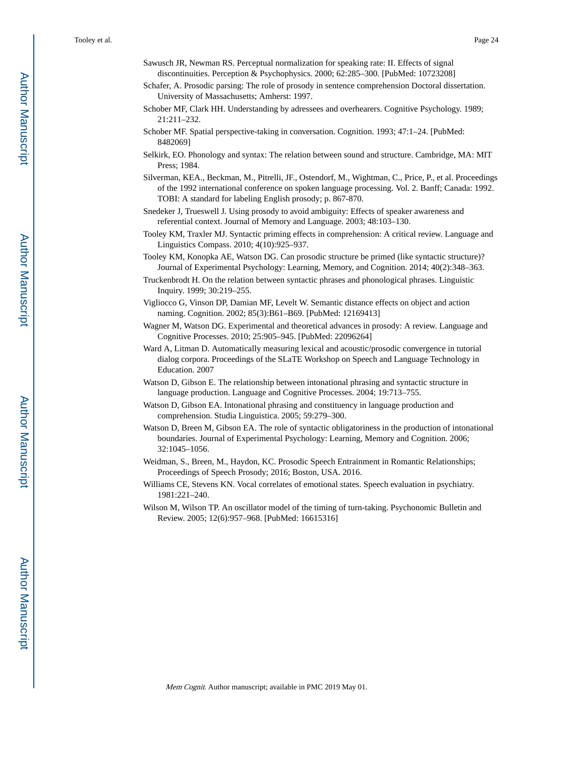Sawusch JR, Newman RS. Perceptual normalization for speaking rate: II. Effects of signal discontinuities. Perception & Psychophysics. 2000; 62:285–300. [PubMed: 10723208]

Schafer, A. Prosodic parsing: The role of prosody in sentence comprehension Doctoral dissertation. University of Massachusetts; Amherst: 1997.

Schober MF, Clark HH. Understanding by adressees and overhearers. Cognitive Psychology. 1989; 21:211–232.

Schober MF. Spatial perspective-taking in conversation. Cognition. 1993; 47:1–24. [PubMed: 8482069]

Selkirk, EO. Phonology and syntax: The relation between sound and structure. Cambridge, MA: MIT Press; 1984.

Silverman, KEA., Beckman, M., Pitrelli, JF., Ostendorf, M., Wightman, C., Price, P., et al. Proceedings of the 1992 international conference on spoken language processing. Vol. 2. Banff; Canada: 1992. TOBI: A standard for labeling English prosody; p. 867-870.

Snedeker J, Trueswell J. Using prosody to avoid ambiguity: Effects of speaker awareness and referential context. Journal of Memory and Language. 2003; 48:103–130.

Tooley KM, Traxler MJ. Syntactic priming effects in comprehension: A critical review. Language and Linguistics Compass. 2010; 4(10):925–937.

Tooley KM, Konopka AE, Watson DG. Can prosodic structure be primed (like syntactic structure)? Journal of Experimental Psychology: Learning, Memory, and Cognition. 2014; 40(2):348–363.

Truckenbrodt H. On the relation between syntactic phrases and phonological phrases. Linguistic Inquiry. 1999; 30:219–255.

Vigliocco G, Vinson DP, Damian MF, Levelt W. Semantic distance effects on object and action naming. Cognition. 2002; 85(3):B61–B69. [PubMed: 12169413]

Wagner M, Watson DG. Experimental and theoretical advances in prosody: A review. Language and Cognitive Processes. 2010; 25:905–945. [PubMed: 22096264]

Ward A, Litman D. Automatically measuring lexical and acoustic/prosodic convergence in tutorial dialog corpora. Proceedings of the SLaTE Workshop on Speech and Language Technology in Education. 2007

Watson D, Gibson E. The relationship between intonational phrasing and syntactic structure in language production. Language and Cognitive Processes. 2004; 19:713–755.

Watson D, Gibson EA. Intonational phrasing and constituency in language production and comprehension. Studia Linguistica. 2005; 59:279–300.

Watson D, Breen M, Gibson EA. The role of syntactic obligatoriness in the production of intonational boundaries. Journal of Experimental Psychology: Learning, Memory and Cognition. 2006; 32:1045–1056.

Weidman, S., Breen, M., Haydon, KC. Prosodic Speech Entrainment in Romantic Relationships; Proceedings of Speech Prosody; 2016; Boston, USA. 2016.

Williams CE, Stevens KN. Vocal correlates of emotional states. Speech evaluation in psychiatry. 1981:221–240.

Wilson M, Wilson TP. An oscillator model of the timing of turn-taking. Psychonomic Bulletin and Review. 2005; 12(6):957–968. [PubMed: 16615316]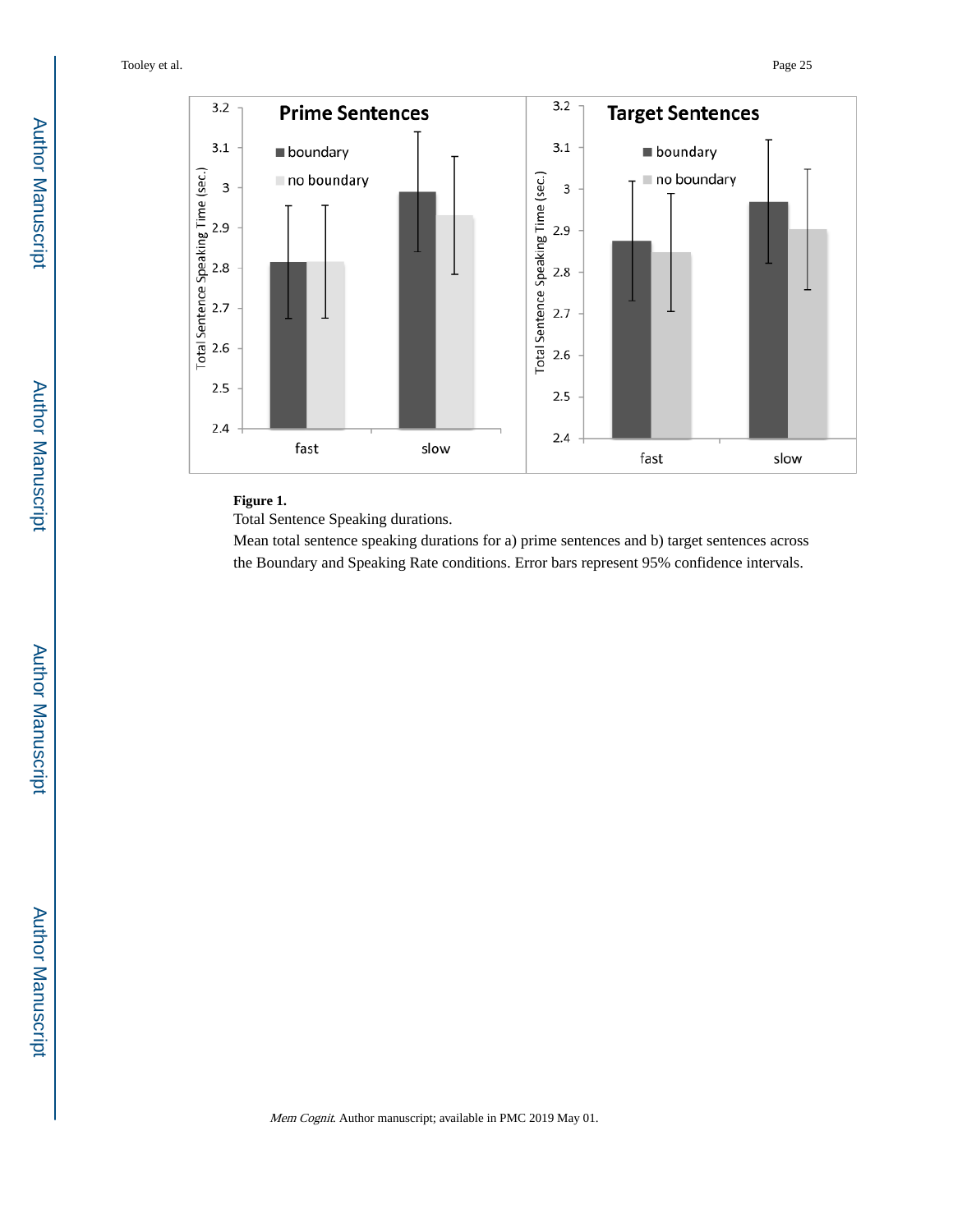**Figure 1.**

Total Sentence Speaking durations.

Mean total sentence speaking durations for a) prime sentences and b) target sentences across the Boundary and Speaking Rate conditions. Error bars represent 95% confidence intervals.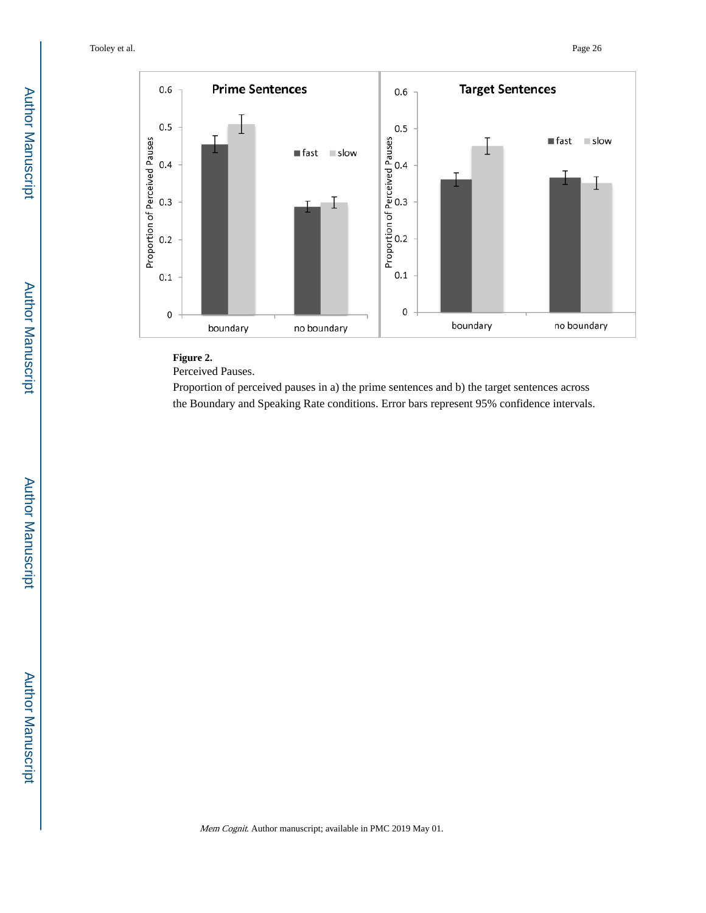**Figure 2.**

Perceived Pauses.

Proportion of perceived pauses in a) the prime sentences and b) the target sentences across the Boundary and Speaking Rate conditions. Error bars represent 95% confidence intervals.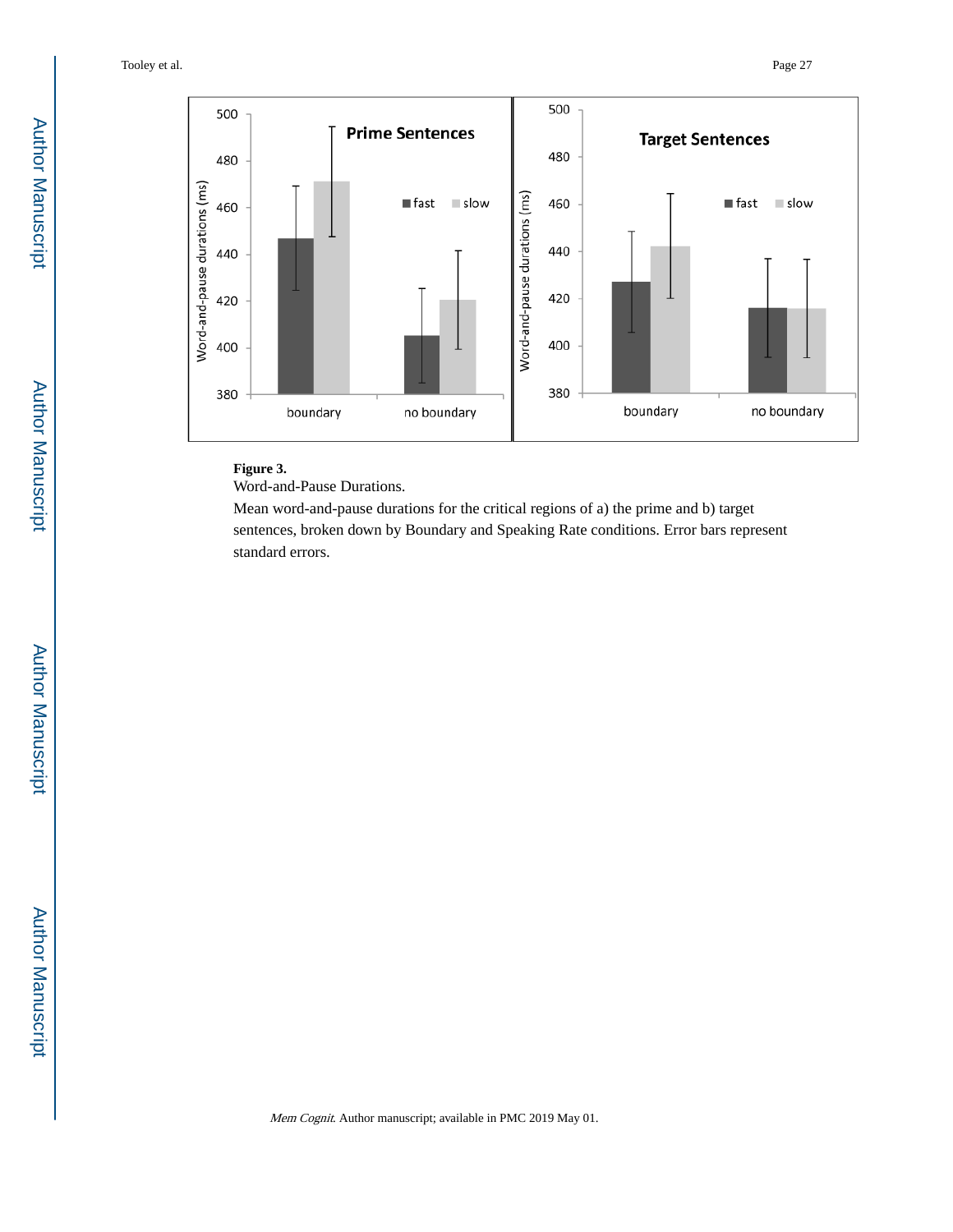**Figure 3.**

Word-and-Pause Durations.

Mean word-and-pause durations for the critical regions of a) the prime and b) target sentences, broken down by Boundary and Speaking Rate conditions. Error bars represent standard errors.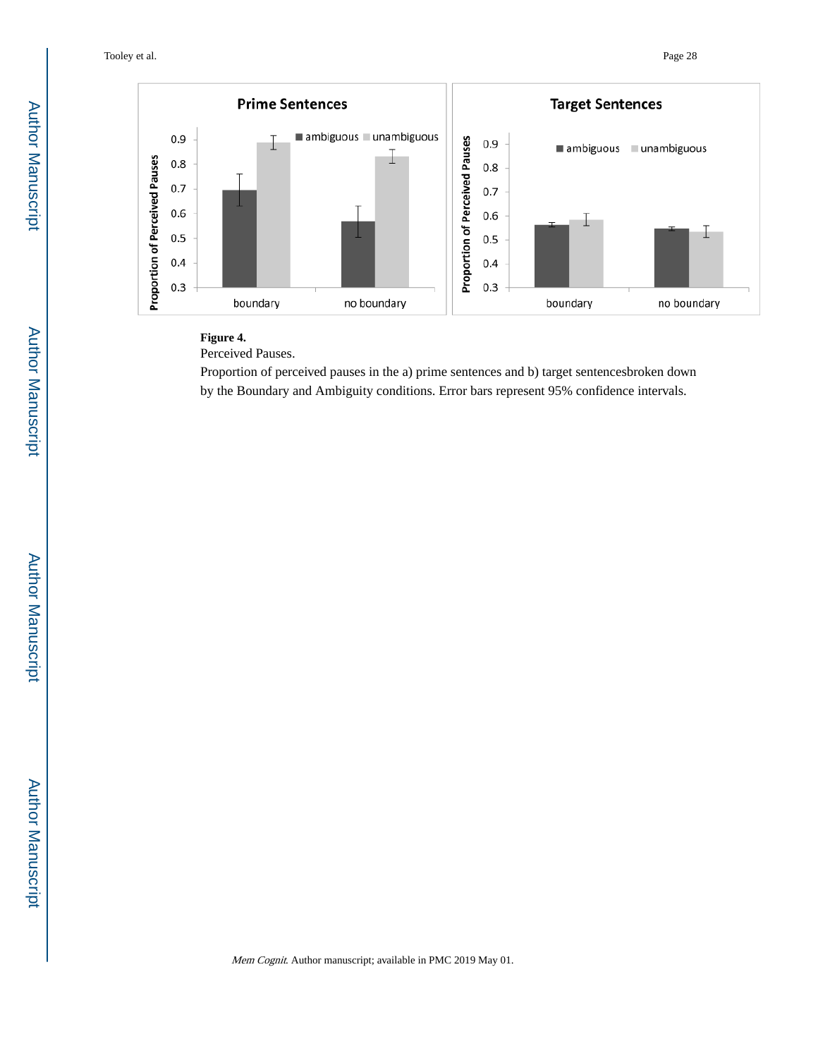**Figure 4.**

Perceived Pauses.

Proportion of perceived pauses in the a) prime sentences and b) target sentencesbroken down by the Boundary and Ambiguity conditions. Error bars represent 95% confidence intervals.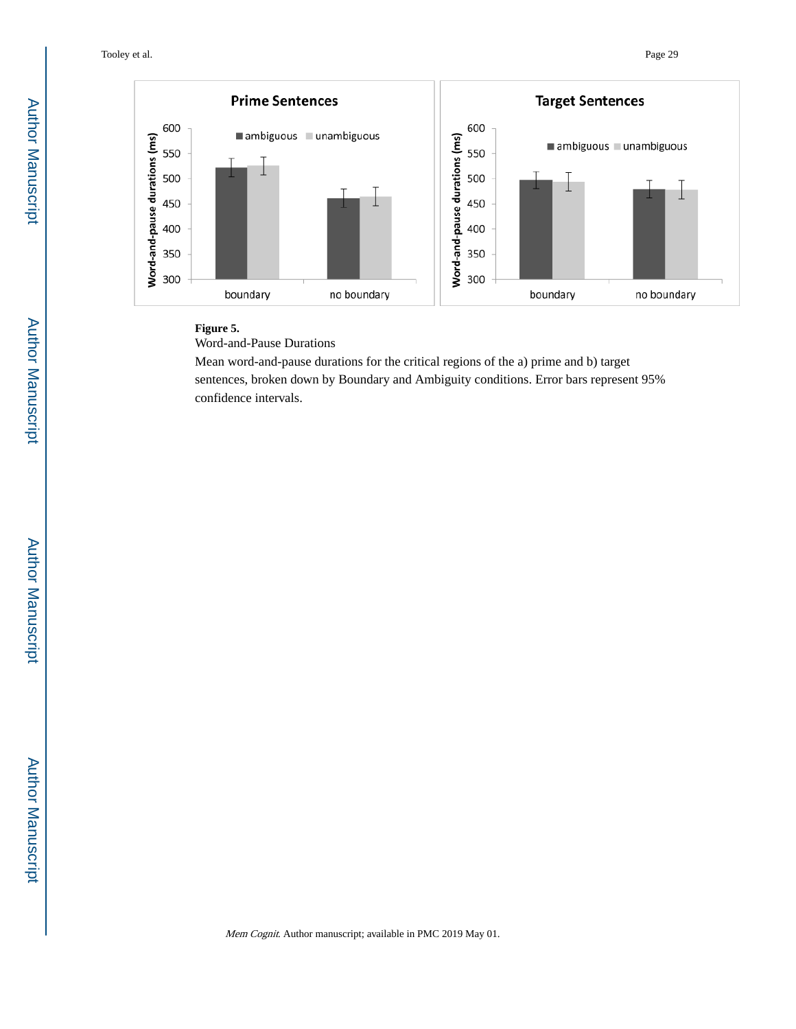**Figure 5.**

Word-and-Pause Durations

Mean word-and-pause durations for the critical regions of the a) prime and b) target sentences, broken down by Boundary and Ambiguity conditions. Error bars represent 95% confidence intervals.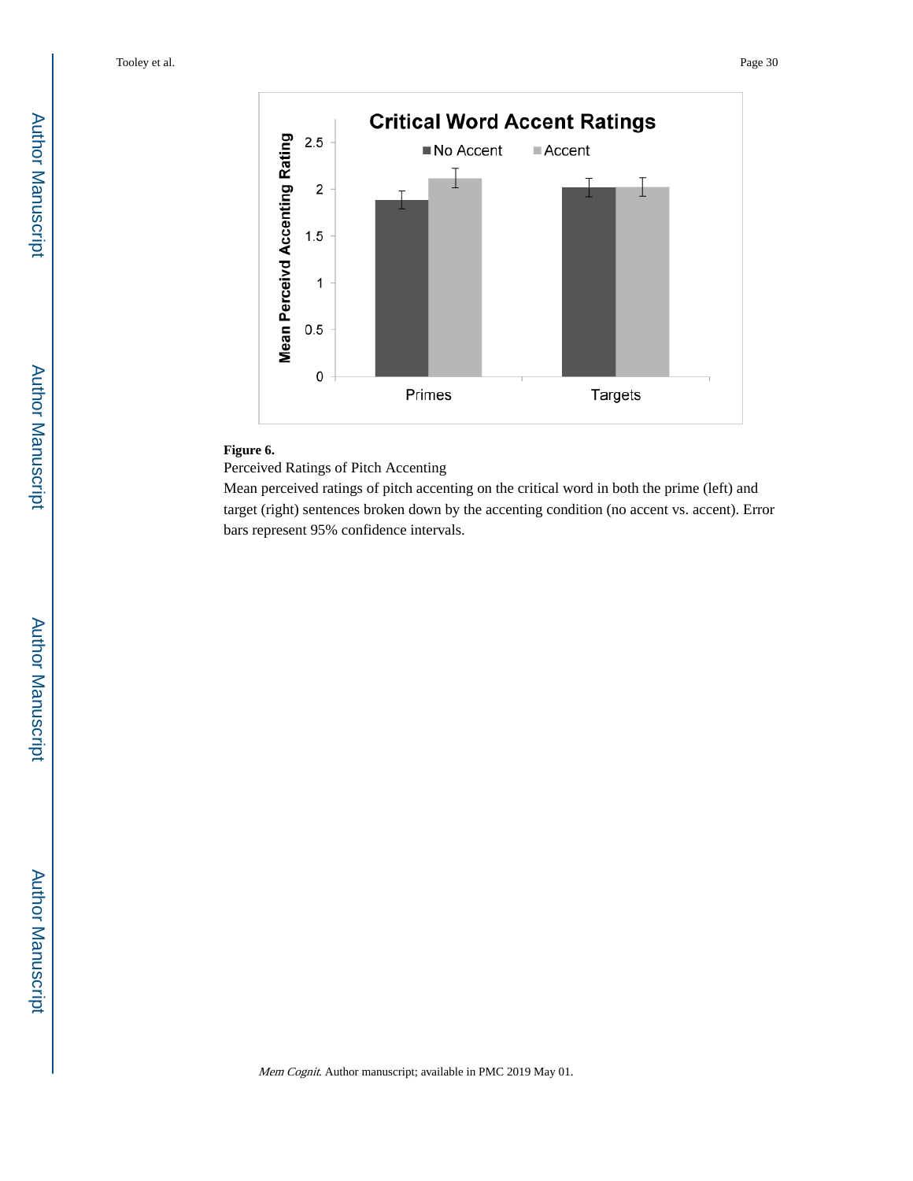**Figure 6.**

Perceived Ratings of Pitch Accenting

Mean perceived ratings of pitch accenting on the critical word in both the prime (left) and target (right) sentences broken down by the accenting condition (no accent vs. accent). Error bars represent 95% confidence intervals.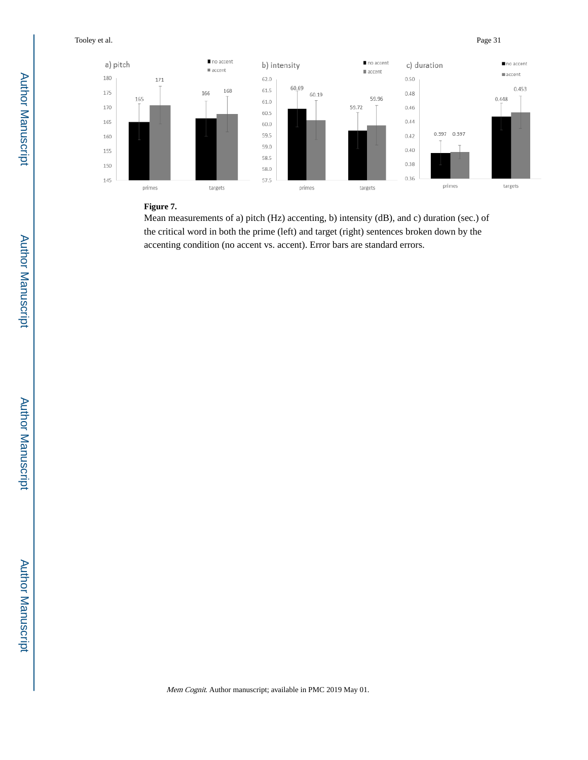**Figure 7.**

Mean measurements of a) pitch (Hz) accenting, b) intensity (dB), and c) duration (sec.) of the critical word in both the prime (left) and target (right) sentences broken down by the accenting condition (no accent vs. accent). Error bars are standard errors.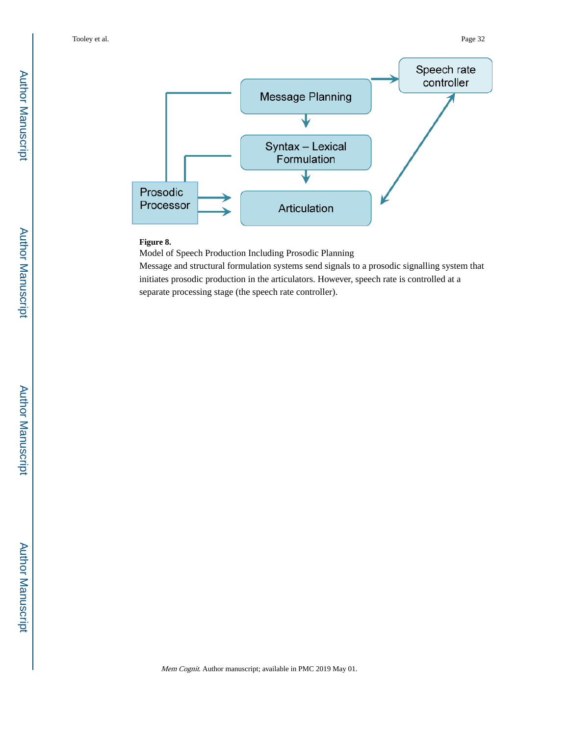**Figure 8.**

Model of Speech Production Including Prosodic Planning

Message and structural formulation systems send signals to a prosodic signalling system that initiates prosodic production in the articulators. However, speech rate is controlled at a separate processing stage (the speech rate controller).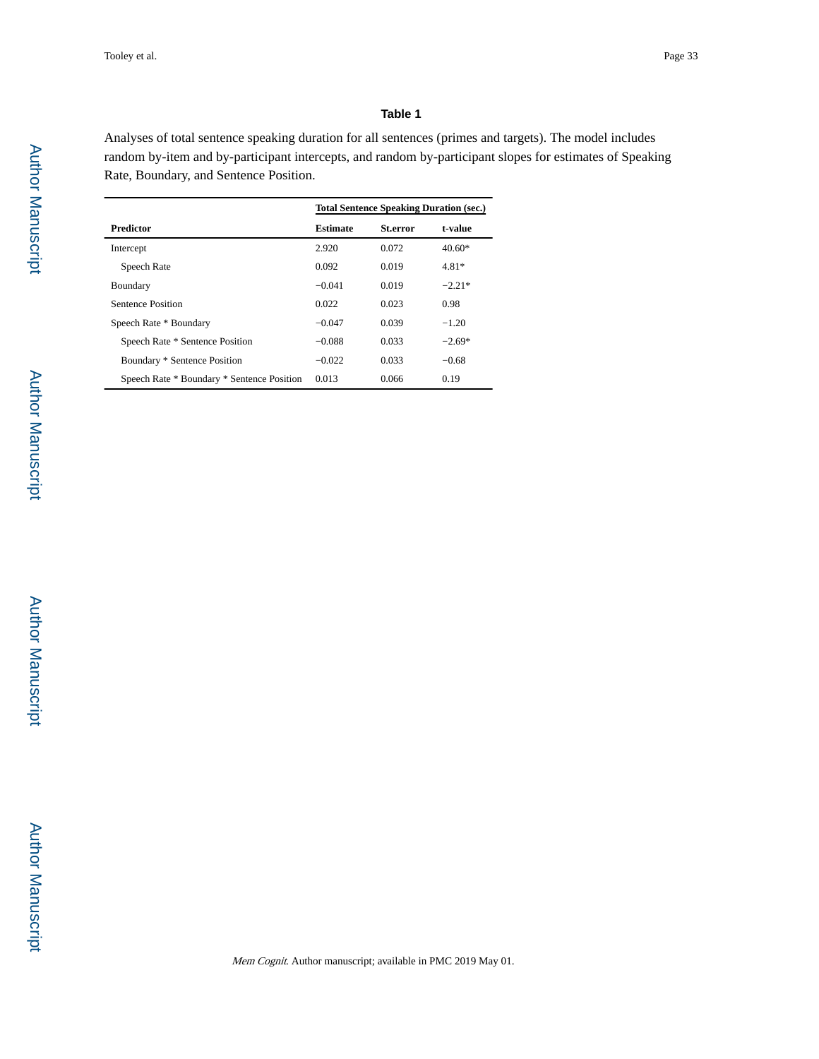**Table 1**

Analyses of total sentence speaking duration for all sentences (primes and targets). The model includes random by-item and by-participant intercepts, and random by-participant slopes for estimates of Speaking Rate, Boundary, and Sentence Position.

| | Total Sentence Speaking Duration (sec.) | | |
|---|---|---|---|
| **Predictor** | **Estimate** | **St.error** | **t-value** |
| Intercept | 2.920 | 0.072 | 40.60* |
| Speech Rate | 0.092 | 0.019 | 4.81* |
| Boundary | −0.041 | 0.019 | −2.21* |
| Sentence Position | 0.022 | 0.023 | 0.98 |
| Speech Rate * Boundary | −0.047 | 0.039 | −1.20 |
| Speech Rate * Sentence Position | −0.088 | 0.033 | −2.69* |
| Boundary * Sentence Position | −0.022 | 0.033 | −0.68 |
| Speech Rate * Boundary * Sentence Position | 0.013 | 0.066 | 0.19 |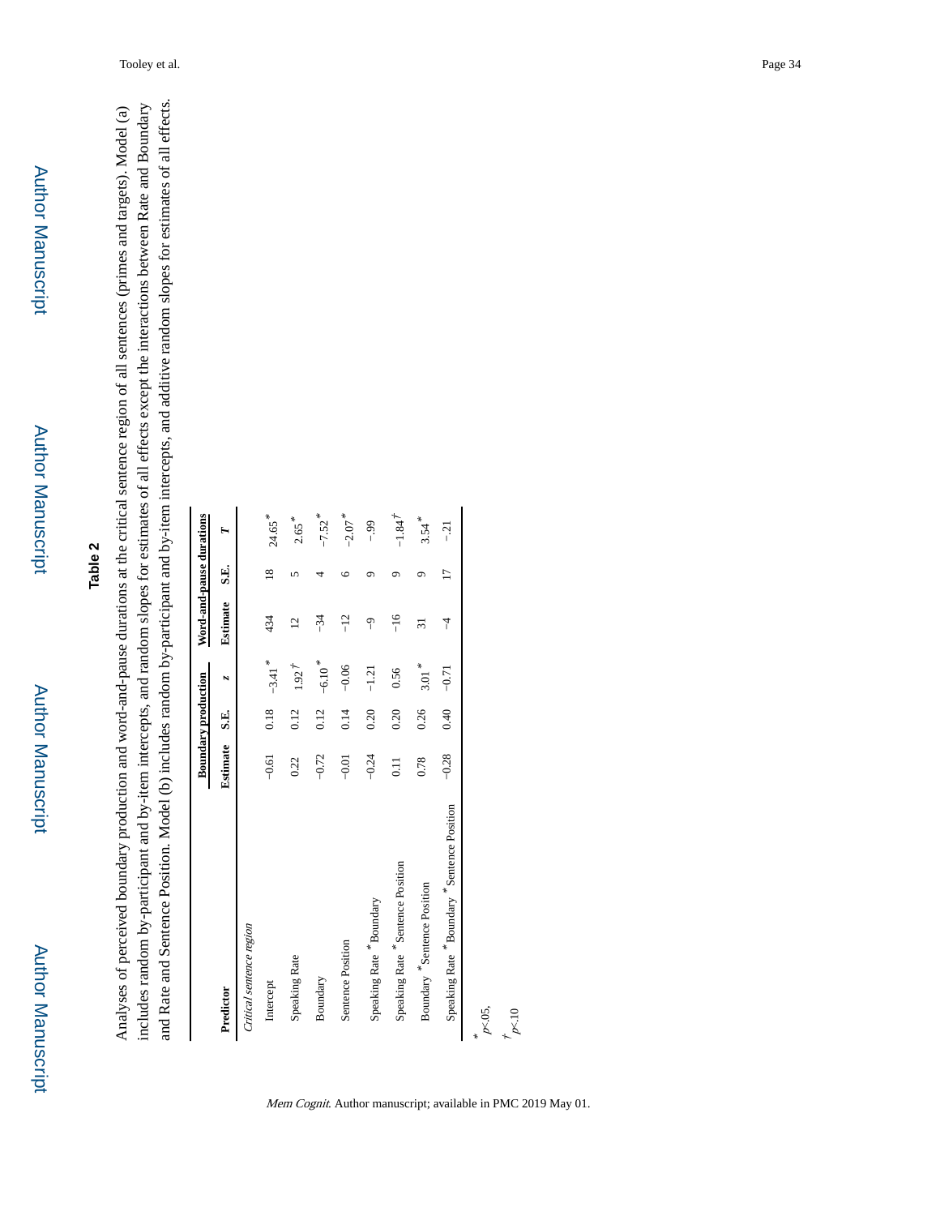**Table 2**

Analyses of perceived boundary production and word-and-pause durations at the critical sentence region of all sentences (primes and targets). Model (a) includes random by-participant and by-item intercepts, and random slopes for estimates of all effects except the interactions between Rate and Boundary and Rate and Sentence Position. Model (b) includes random by-participant and by-item intercepts, and additive random slopes for estimates of all effects.

| Predictor | Boundary production | | | Word-and-pause durations | | |
|---|---|---|---|---|---|---|
| | Estimate | S.E. | *z* | Estimate | S.E. | *T* |
| *Critical sentence region* | | | | | | |
| Intercept | −0.61 | 0.18 | −3.41* | 434 | 18 | 24.65* |
| Speaking Rate | 0.22 | 0.12 | 1.92† | 12 | 5 | 2.65* |
| Boundary | −0.72 | 0.12 | −6.10* | −34 | 4 | −7.52* |
| Sentence Position | −0.01 | 0.14 | −0.06 | −12 | 6 | −2.07* |
| Speaking Rate * Boundary | −0.24 | 0.20 | −1.21 | −9 | 9 | −.99 |
| Speaking Rate * Sentence Position | 0.11 | 0.20 | 0.56 | −16 | 9 | −1.84† |
| Boundary * Sentence Position | 0.78 | 0.26 | 3.01* | 31 | 9 | 3.54* |
| Speaking Rate * Boundary * Sentence Position | −0.28 | 0.40 | −0.71 | −4 | 17 | −.21 |

\* $p<.05$,

† $p<.10$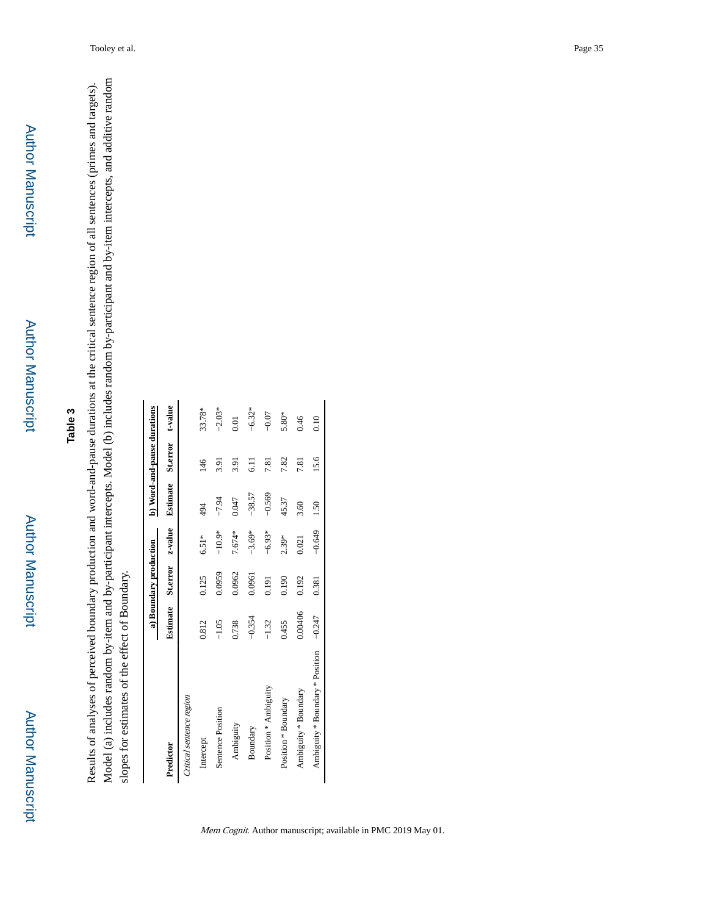# Table 3

Results of analyses of perceived boundary production and word-and-pause durations at the critical sentence region of all sentences (primes and targets). Model (a) includes random by-item and by-participant intercepts. Model (b) includes random by-participant and by-item intercepts, and additive random slopes for estimates of the effect of Boundary.

| Predictor | a) Boundary production | | | b) Word-and-pause durations | | |
|---|---|---|---|---|---|---|
| | Estimate | St.error | z-value | Estimate | St.error | t-value |
| *Critical sentence region* | | | | | | |
| Intercept | 0.812 | 0.125 | 6.51* | 494 | 146 | 33.78* |
| Sentence Position | −1.05 | 0.0959 | −10.9* | −7.94 | 3.91 | −2.03* |
| Ambiguity | 0.738 | 0.0962 | 7.674* | 0.047 | 3.91 | 0.01 |
| Boundary | −0.354 | 0.0961 | −3.69* | −38.57 | 6.11 | −6.32* |
| Position * Ambiguity | −1.32 | 0.191 | −6.93* | −0.569 | 7.81 | −0.07 |
| Position * Boundary | 0.455 | 0.190 | 2.39* | 45.37 | 7.82 | 5.80* |
| Ambiguity * Boundary | 0.00406 | 0.192 | 0.021 | 3.60 | 7.81 | 0.46 |
| Ambiguity * Boundary * Position | −0.247 | 0.381 | −0.649 | 1.50 | 15.6 | 0.10 |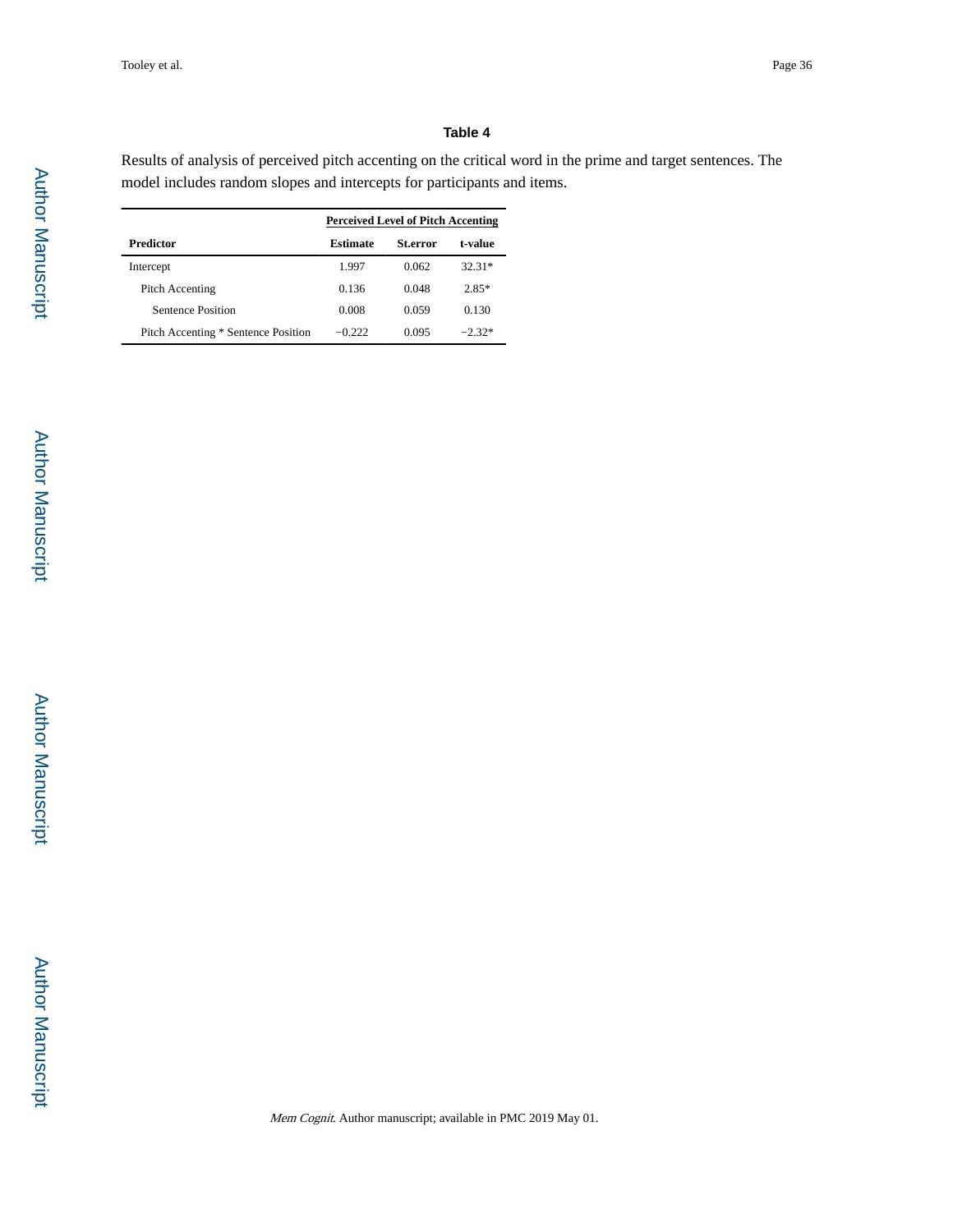**Table 4**

Results of analysis of perceived pitch accenting on the critical word in the prime and target sentences. The model includes random slopes and intercepts for participants and items.

| | Perceived Level of Pitch Accenting | | |
|---|---|---|---|
| **Predictor** | **Estimate** | **St.error** | **t-value** |
| Intercept | 1.997 | 0.062 | 32.31* |
| Pitch Accenting | 0.136 | 0.048 | 2.85* |
| Sentence Position | 0.008 | 0.059 | 0.130 |
| Pitch Accenting * Sentence Position | −0.222 | 0.095 | −2.32* |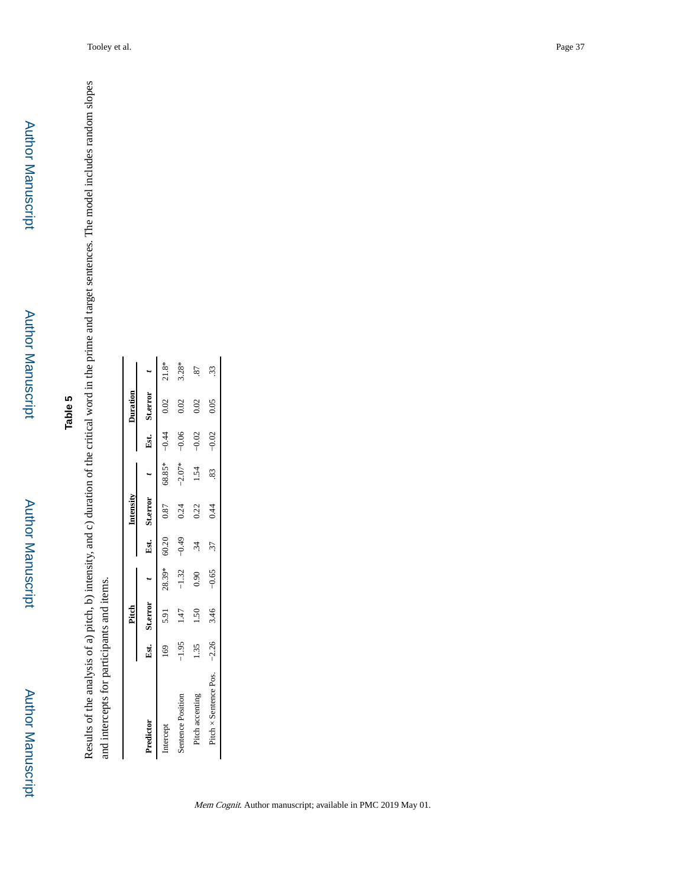## Table 5

Results of the analysis of a) pitch, b) intensity, and c) duration of the critical word in the prime and target sentences. The model includes random slopes and intercepts for participants and items.

| Predictor | Pitch | | | Intensity | | | Duration | | |
|---|---|---|---|---|---|---|---|---|---|
| | Est. | St.error | t | Est. | St.error | t | Est. | St.error | t |
| Intercept | 169 | 5.91 | 28.39* | 60.20 | 0.87 | 68.85* | −0.44 | 0.02 | 21.8* |
| Sentence Position | −1.95 | 1.47 | −1.32 | −0.49 | 0.24 | −2.07* | −0.06 | 0.02 | 3.28* |
| Pitch accenting | 1.35 | 1.50 | 0.90 | .34 | 0.22 | 1.54 | −0.02 | 0.02 | .87 |
| Pitch × Sentence Pos. | −2.26 | 3.46 | −0.65 | .37 | 0.44 | .83 | −0.02 | 0.05 | .33 |